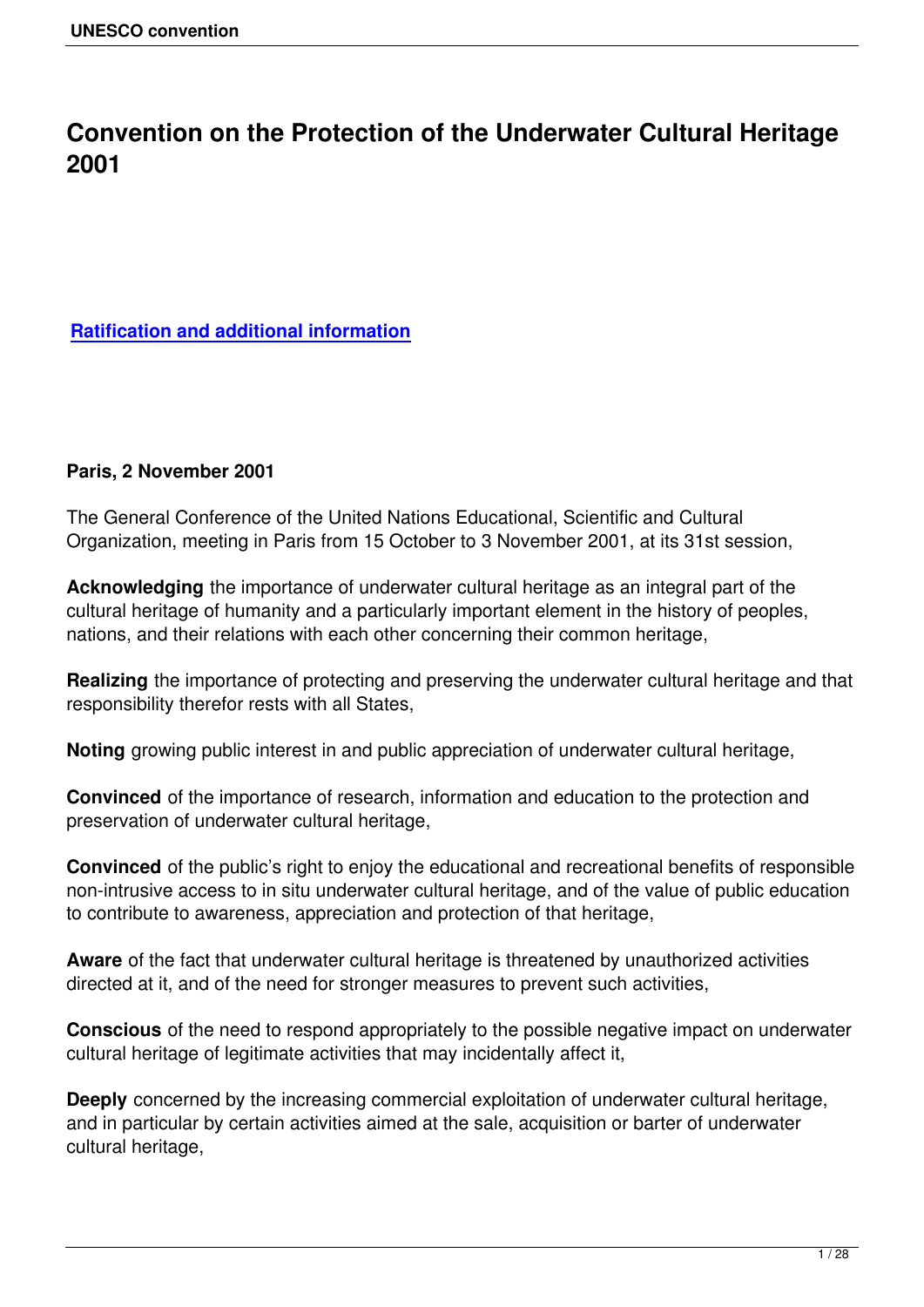# Convention on the Protection of the Underwater Cultural Heritage 2001

**Ratification and additional information**

**Paris, 2 November 2001**

The General Conference of the United Nations Educational, Scientific and Cultural Organization, meeting in Paris from 15 October to 3 November 2001, at its 31st session,

**Acknowledging** the importance of underwater cultural heritage as an integral part of the cultural heritage of humanity and a particularly important element in the history of peoples, nations, and their relations with each other concerning their common heritage,

**Realizing** the importance of protecting and preserving the underwater cultural heritage and that responsibility therefor rests with all States,

**Noting** growing public interest in and public appreciation of underwater cultural heritage,

**Convinced** of the importance of research, information and education to the protection and preservation of underwater cultural heritage,

**Convinced** of the public's right to enjoy the educational and recreational benefits of responsible non-intrusive access to in situ underwater cultural heritage, and of the value of public education to contribute to awareness, appreciation and protection of that heritage,

**Aware** of the fact that underwater cultural heritage is threatened by unauthorized activities directed at it, and of the need for stronger measures to prevent such activities,

**Conscious** of the need to respond appropriately to the possible negative impact on underwater cultural heritage of legitimate activities that may incidentally affect it,

**Deeply** concerned by the increasing commercial exploitation of underwater cultural heritage, and in particular by certain activities aimed at the sale, acquisition or barter of underwater cultural heritage,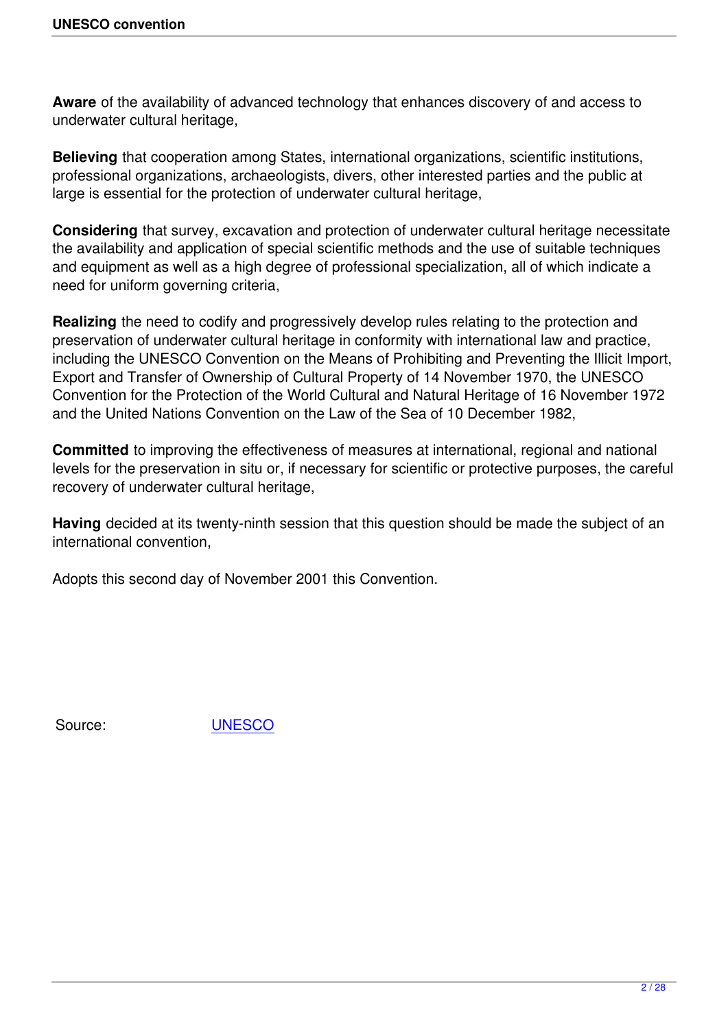**Aware** of the availability of advanced technology that enhances discovery of and access to underwater cultural heritage,

**Believing** that cooperation among States, international organizations, scientific institutions, professional organizations, archaeologists, divers, other interested parties and the public at large is essential for the protection of underwater cultural heritage,

**Considering** that survey, excavation and protection of underwater cultural heritage necessitate the availability and application of special scientific methods and the use of suitable techniques and equipment as well as a high degree of professional specialization, all of which indicate a need for uniform governing criteria,

**Realizing** the need to codify and progressively develop rules relating to the protection and preservation of underwater cultural heritage in conformity with international law and practice, including the UNESCO Convention on the Means of Prohibiting and Preventing the Illicit Import, Export and Transfer of Ownership of Cultural Property of 14 November 1970, the UNESCO Convention for the Protection of the World Cultural and Natural Heritage of 16 November 1972 and the United Nations Convention on the Law of the Sea of 10 December 1982,

**Committed** to improving the effectiveness of measures at international, regional and national levels for the preservation in situ or, if necessary for scientific or protective purposes, the careful recovery of underwater cultural heritage,

**Having** decided at its twenty-ninth session that this question should be made the subject of an international convention,

Adopts this second day of November 2001 this Convention.

Source: [UNESCO]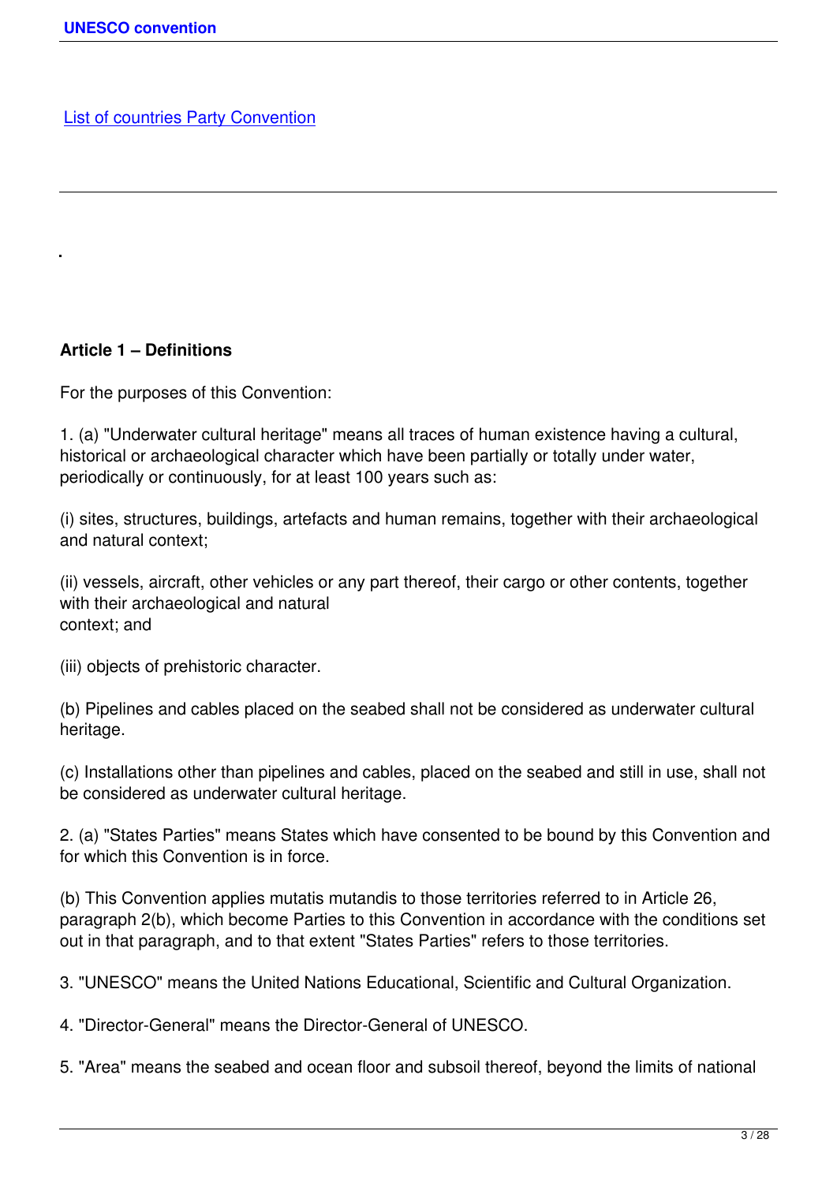[List of countries Party Convention]

---

## Article 1 – Definitions

For the purposes of this Convention:

1. (a) "Underwater cultural heritage" means all traces of human existence having a cultural, historical or archaeological character which have been partially or totally under water, periodically or continuously, for at least 100 years such as:

(i) sites, structures, buildings, artefacts and human remains, together with their archaeological and natural context;

(ii) vessels, aircraft, other vehicles or any part thereof, their cargo or other contents, together with their archaeological and natural context; and

(iii) objects of prehistoric character.

(b) Pipelines and cables placed on the seabed shall not be considered as underwater cultural heritage.

(c) Installations other than pipelines and cables, placed on the seabed and still in use, shall not be considered as underwater cultural heritage.

2. (a) "States Parties" means States which have consented to be bound by this Convention and for which this Convention is in force.

(b) This Convention applies mutatis mutandis to those territories referred to in Article 26, paragraph 2(b), which become Parties to this Convention in accordance with the conditions set out in that paragraph, and to that extent "States Parties" refers to those territories.

3. "UNESCO" means the United Nations Educational, Scientific and Cultural Organization.

4. "Director-General" means the Director-General of UNESCO.

5. "Area" means the seabed and ocean floor and subsoil thereof, beyond the limits of national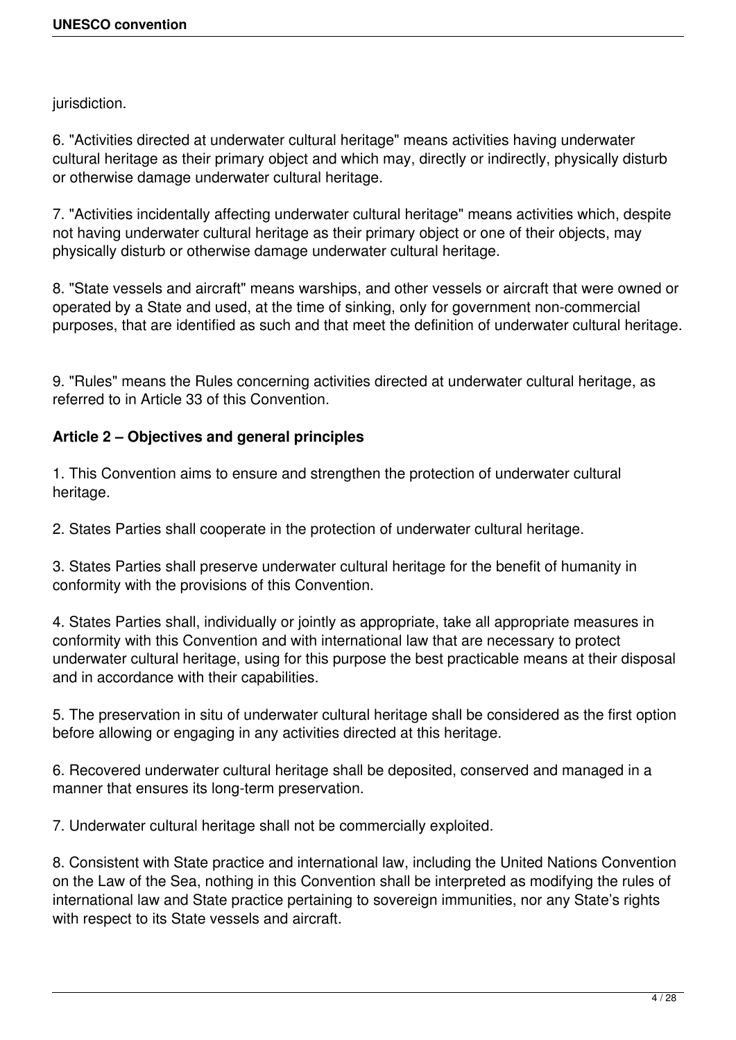jurisdiction.

6. "Activities directed at underwater cultural heritage" means activities having underwater cultural heritage as their primary object and which may, directly or indirectly, physically disturb or otherwise damage underwater cultural heritage.

7. "Activities incidentally affecting underwater cultural heritage" means activities which, despite not having underwater cultural heritage as their primary object or one of their objects, may physically disturb or otherwise damage underwater cultural heritage.

8. "State vessels and aircraft" means warships, and other vessels or aircraft that were owned or operated by a State and used, at the time of sinking, only for government non-commercial purposes, that are identified as such and that meet the definition of underwater cultural heritage.

9. "Rules" means the Rules concerning activities directed at underwater cultural heritage, as referred to in Article 33 of this Convention.

**Article 2 – Objectives and general principles**

1. This Convention aims to ensure and strengthen the protection of underwater cultural heritage.

2. States Parties shall cooperate in the protection of underwater cultural heritage.

3. States Parties shall preserve underwater cultural heritage for the benefit of humanity in conformity with the provisions of this Convention.

4. States Parties shall, individually or jointly as appropriate, take all appropriate measures in conformity with this Convention and with international law that are necessary to protect underwater cultural heritage, using for this purpose the best practicable means at their disposal and in accordance with their capabilities.

5. The preservation in situ of underwater cultural heritage shall be considered as the first option before allowing or engaging in any activities directed at this heritage.

6. Recovered underwater cultural heritage shall be deposited, conserved and managed in a manner that ensures its long-term preservation.

7. Underwater cultural heritage shall not be commercially exploited.

8. Consistent with State practice and international law, including the United Nations Convention on the Law of the Sea, nothing in this Convention shall be interpreted as modifying the rules of international law and State practice pertaining to sovereign immunities, nor any State's rights with respect to its State vessels and aircraft.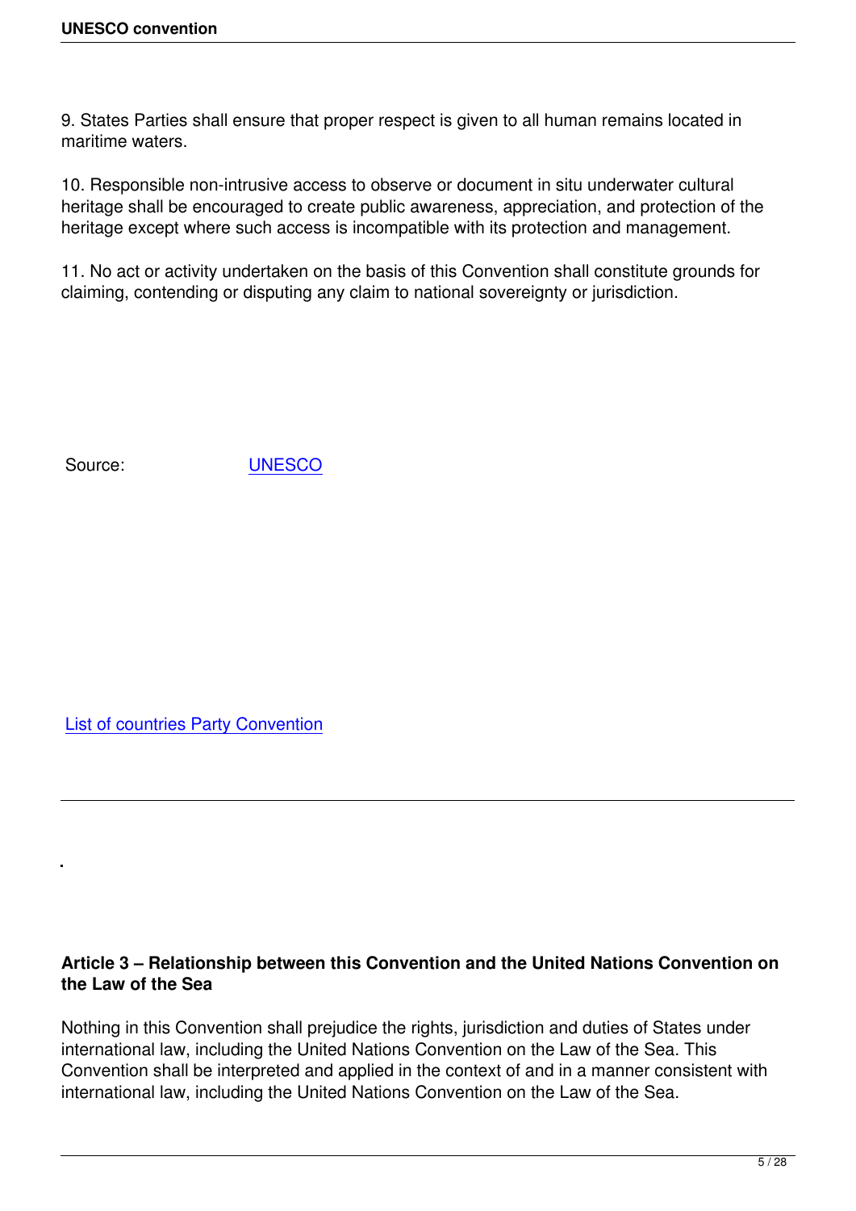9. States Parties shall ensure that proper respect is given to all human remains located in maritime waters.

10. Responsible non-intrusive access to observe or document in situ underwater cultural heritage shall be encouraged to create public awareness, appreciation, and protection of the heritage except where such access is incompatible with its protection and management.

11. No act or activity undertaken on the basis of this Convention shall constitute grounds for claiming, contending or disputing any claim to national sovereignty or jurisdiction.

Source: UNESCO

List of countries Party Convention

---

**Article 3 – Relationship between this Convention and the United Nations Convention on the Law of the Sea**

Nothing in this Convention shall prejudice the rights, jurisdiction and duties of States under international law, including the United Nations Convention on the Law of the Sea. This Convention shall be interpreted and applied in the context of and in a manner consistent with international law, including the United Nations Convention on the Law of the Sea.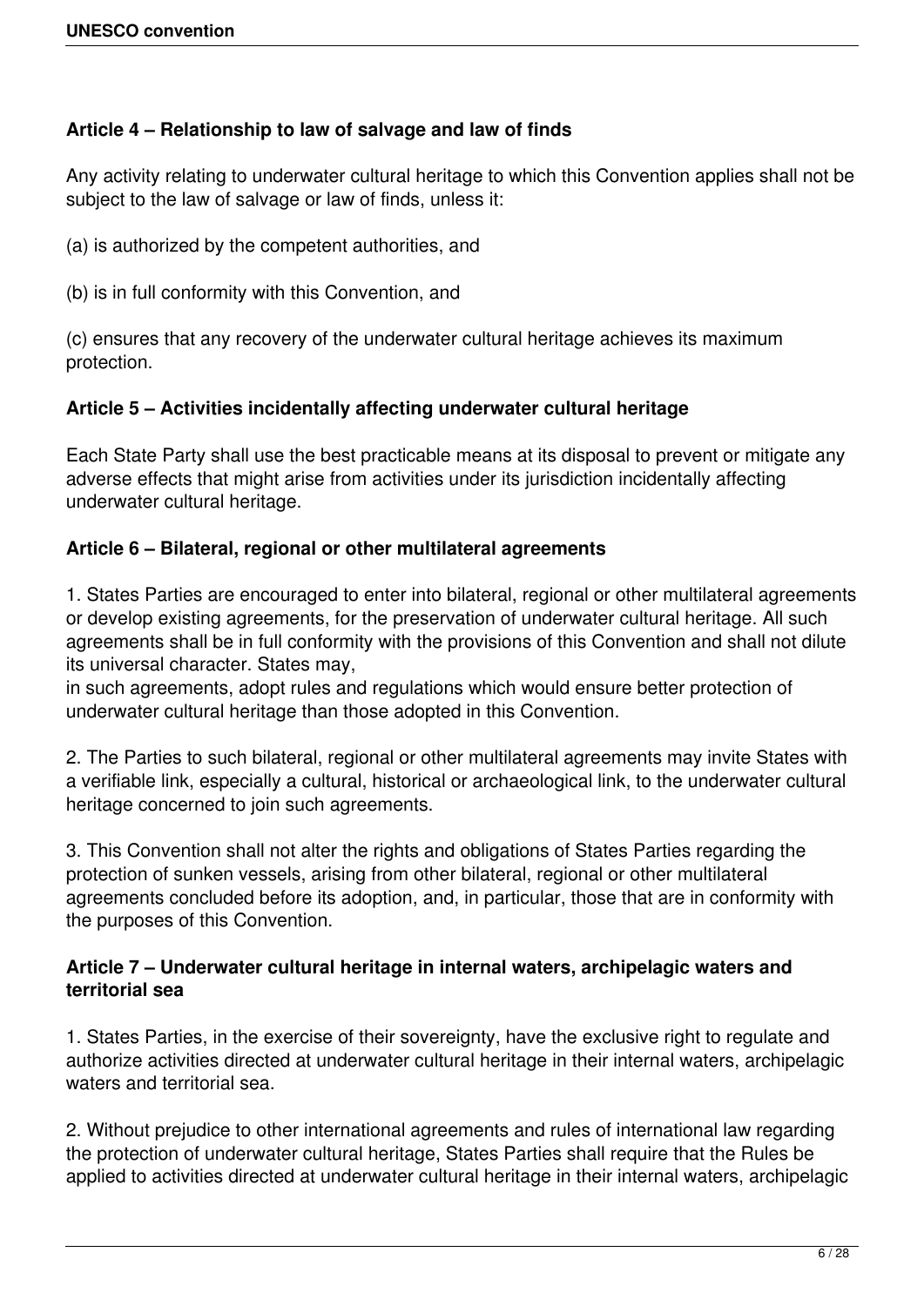**Article 4 – Relationship to law of salvage and law of finds**

Any activity relating to underwater cultural heritage to which this Convention applies shall not be subject to the law of salvage or law of finds, unless it:

(a) is authorized by the competent authorities, and

(b) is in full conformity with this Convention, and

(c) ensures that any recovery of the underwater cultural heritage achieves its maximum protection.

**Article 5 – Activities incidentally affecting underwater cultural heritage**

Each State Party shall use the best practicable means at its disposal to prevent or mitigate any adverse effects that might arise from activities under its jurisdiction incidentally affecting underwater cultural heritage.

**Article 6 – Bilateral, regional or other multilateral agreements**

1. States Parties are encouraged to enter into bilateral, regional or other multilateral agreements or develop existing agreements, for the preservation of underwater cultural heritage. All such agreements shall be in full conformity with the provisions of this Convention and shall not dilute its universal character. States may, in such agreements, adopt rules and regulations which would ensure better protection of underwater cultural heritage than those adopted in this Convention.

2. The Parties to such bilateral, regional or other multilateral agreements may invite States with a verifiable link, especially a cultural, historical or archaeological link, to the underwater cultural heritage concerned to join such agreements.

3. This Convention shall not alter the rights and obligations of States Parties regarding the protection of sunken vessels, arising from other bilateral, regional or other multilateral agreements concluded before its adoption, and, in particular, those that are in conformity with the purposes of this Convention.

**Article 7 – Underwater cultural heritage in internal waters, archipelagic waters and territorial sea**

1. States Parties, in the exercise of their sovereignty, have the exclusive right to regulate and authorize activities directed at underwater cultural heritage in their internal waters, archipelagic waters and territorial sea.

2. Without prejudice to other international agreements and rules of international law regarding the protection of underwater cultural heritage, States Parties shall require that the Rules be applied to activities directed at underwater cultural heritage in their internal waters, archipelagic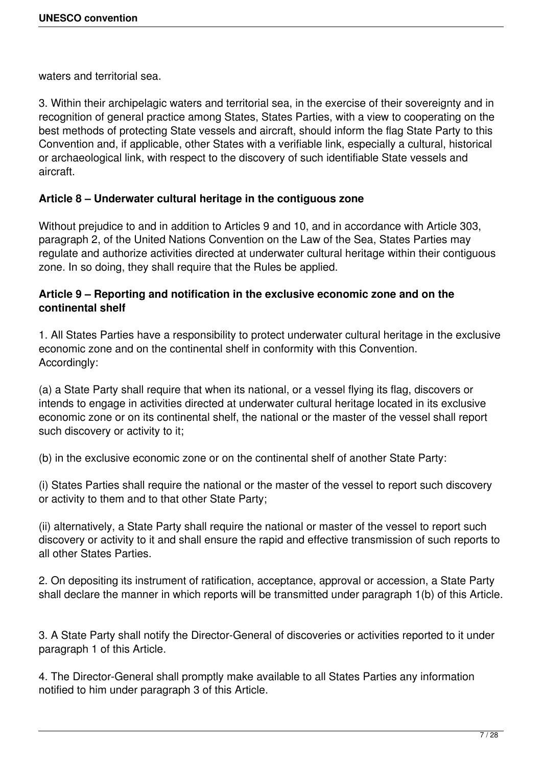waters and territorial sea.

3. Within their archipelagic waters and territorial sea, in the exercise of their sovereignty and in recognition of general practice among States, States Parties, with a view to cooperating on the best methods of protecting State vessels and aircraft, should inform the flag State Party to this Convention and, if applicable, other States with a verifiable link, especially a cultural, historical or archaeological link, with respect to the discovery of such identifiable State vessels and aircraft.

**Article 8 – Underwater cultural heritage in the contiguous zone**

Without prejudice to and in addition to Articles 9 and 10, and in accordance with Article 303, paragraph 2, of the United Nations Convention on the Law of the Sea, States Parties may regulate and authorize activities directed at underwater cultural heritage within their contiguous zone. In so doing, they shall require that the Rules be applied.

**Article 9 – Reporting and notification in the exclusive economic zone and on the continental shelf**

1. All States Parties have a responsibility to protect underwater cultural heritage in the exclusive economic zone and on the continental shelf in conformity with this Convention.
Accordingly:

(a) a State Party shall require that when its national, or a vessel flying its flag, discovers or intends to engage in activities directed at underwater cultural heritage located in its exclusive economic zone or on its continental shelf, the national or the master of the vessel shall report such discovery or activity to it;

(b) in the exclusive economic zone or on the continental shelf of another State Party:

(i) States Parties shall require the national or the master of the vessel to report such discovery or activity to them and to that other State Party;

(ii) alternatively, a State Party shall require the national or master of the vessel to report such discovery or activity to it and shall ensure the rapid and effective transmission of such reports to all other States Parties.

2. On depositing its instrument of ratification, acceptance, approval or accession, a State Party shall declare the manner in which reports will be transmitted under paragraph 1(b) of this Article.

3. A State Party shall notify the Director-General of discoveries or activities reported to it under paragraph 1 of this Article.

4. The Director-General shall promptly make available to all States Parties any information notified to him under paragraph 3 of this Article.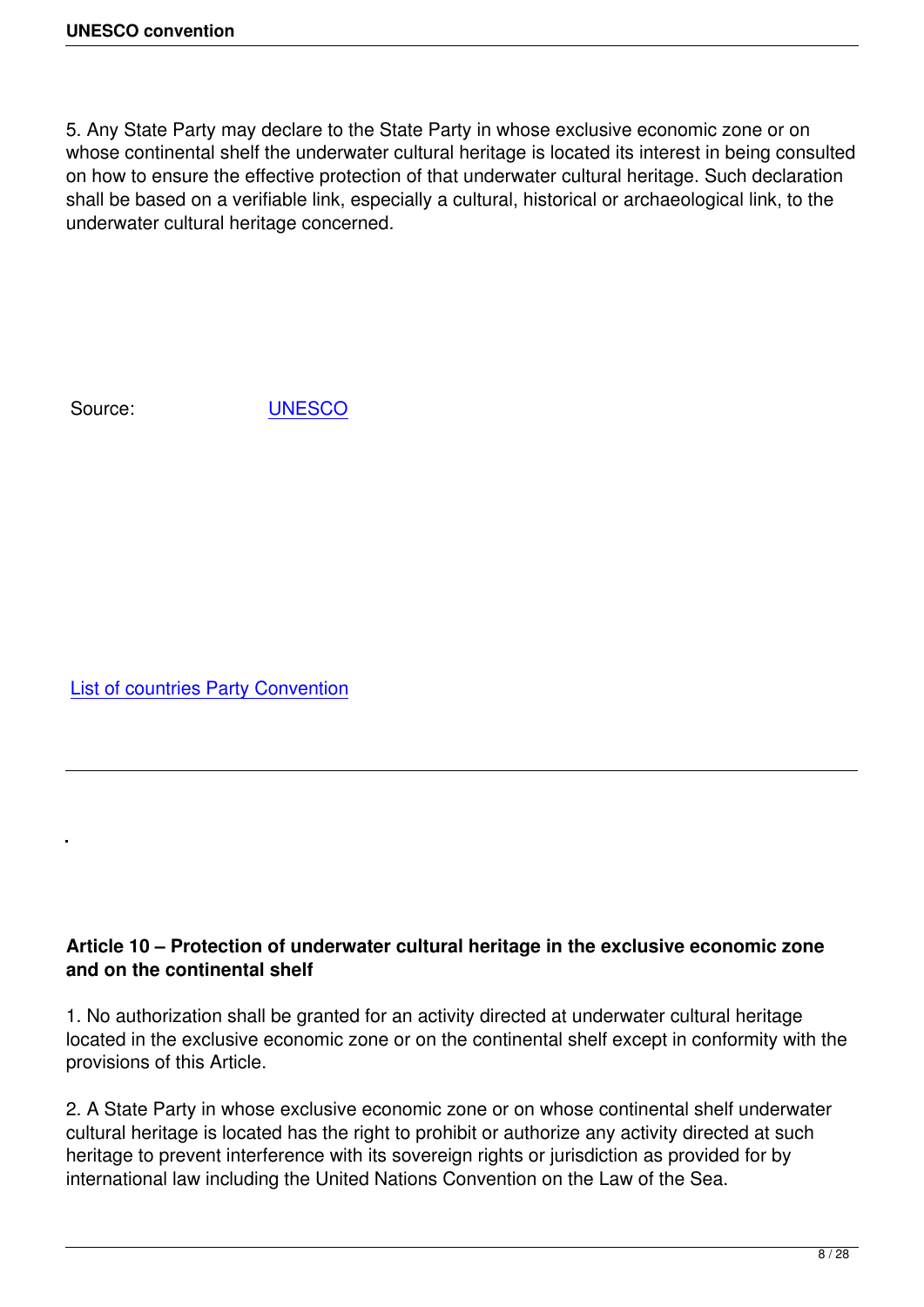5. Any State Party may declare to the State Party in whose exclusive economic zone or on whose continental shelf the underwater cultural heritage is located its interest in being consulted on how to ensure the effective protection of that underwater cultural heritage. Such declaration shall be based on a verifiable link, especially a cultural, historical or archaeological link, to the underwater cultural heritage concerned.

Source: UNESCO

List of countries Party Convention

---

**Article 10 – Protection of underwater cultural heritage in the exclusive economic zone and on the continental shelf**

1. No authorization shall be granted for an activity directed at underwater cultural heritage located in the exclusive economic zone or on the continental shelf except in conformity with the provisions of this Article.

2. A State Party in whose exclusive economic zone or on whose continental shelf underwater cultural heritage is located has the right to prohibit or authorize any activity directed at such heritage to prevent interference with its sovereign rights or jurisdiction as provided for by international law including the United Nations Convention on the Law of the Sea.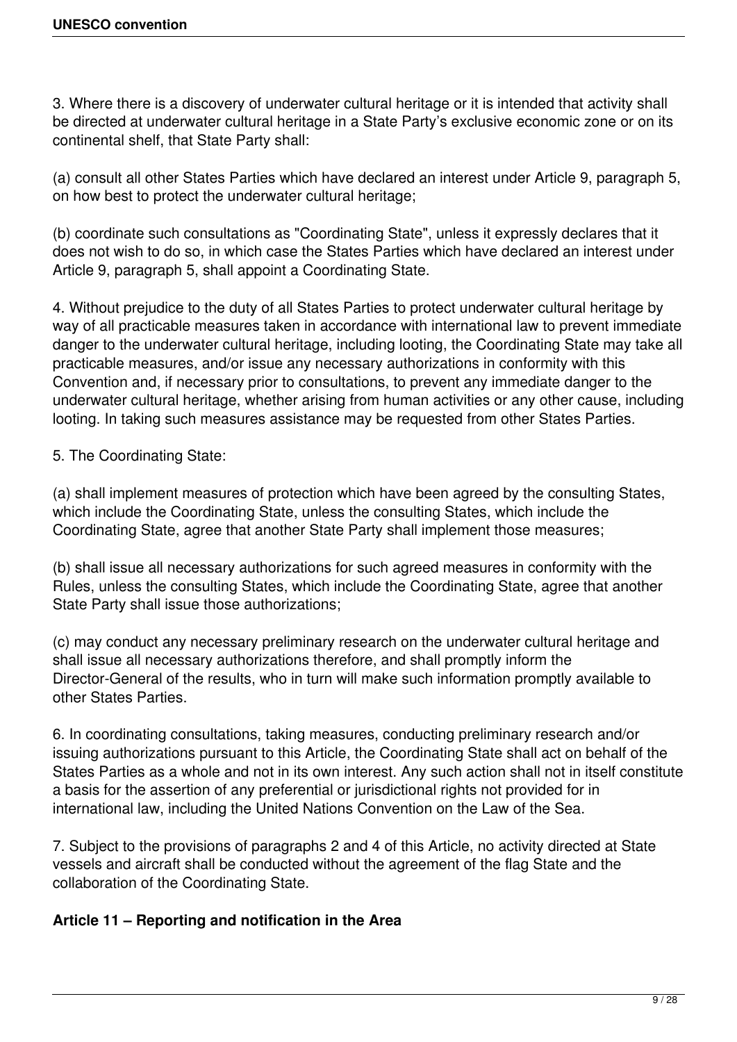3. Where there is a discovery of underwater cultural heritage or it is intended that activity shall be directed at underwater cultural heritage in a State Party's exclusive economic zone or on its continental shelf, that State Party shall:

(a) consult all other States Parties which have declared an interest under Article 9, paragraph 5, on how best to protect the underwater cultural heritage;

(b) coordinate such consultations as "Coordinating State", unless it expressly declares that it does not wish to do so, in which case the States Parties which have declared an interest under Article 9, paragraph 5, shall appoint a Coordinating State.

4. Without prejudice to the duty of all States Parties to protect underwater cultural heritage by way of all practicable measures taken in accordance with international law to prevent immediate danger to the underwater cultural heritage, including looting, the Coordinating State may take all practicable measures, and/or issue any necessary authorizations in conformity with this Convention and, if necessary prior to consultations, to prevent any immediate danger to the underwater cultural heritage, whether arising from human activities or any other cause, including looting. In taking such measures assistance may be requested from other States Parties.

5. The Coordinating State:

(a) shall implement measures of protection which have been agreed by the consulting States, which include the Coordinating State, unless the consulting States, which include the Coordinating State, agree that another State Party shall implement those measures;

(b) shall issue all necessary authorizations for such agreed measures in conformity with the Rules, unless the consulting States, which include the Coordinating State, agree that another State Party shall issue those authorizations;

(c) may conduct any necessary preliminary research on the underwater cultural heritage and shall issue all necessary authorizations therefore, and shall promptly inform the Director-General of the results, who in turn will make such information promptly available to other States Parties.

6. In coordinating consultations, taking measures, conducting preliminary research and/or issuing authorizations pursuant to this Article, the Coordinating State shall act on behalf of the States Parties as a whole and not in its own interest. Any such action shall not in itself constitute a basis for the assertion of any preferential or jurisdictional rights not provided for in international law, including the United Nations Convention on the Law of the Sea.

7. Subject to the provisions of paragraphs 2 and 4 of this Article, no activity directed at State vessels and aircraft shall be conducted without the agreement of the flag State and the collaboration of the Coordinating State.

### Article 11 – Reporting and notification in the Area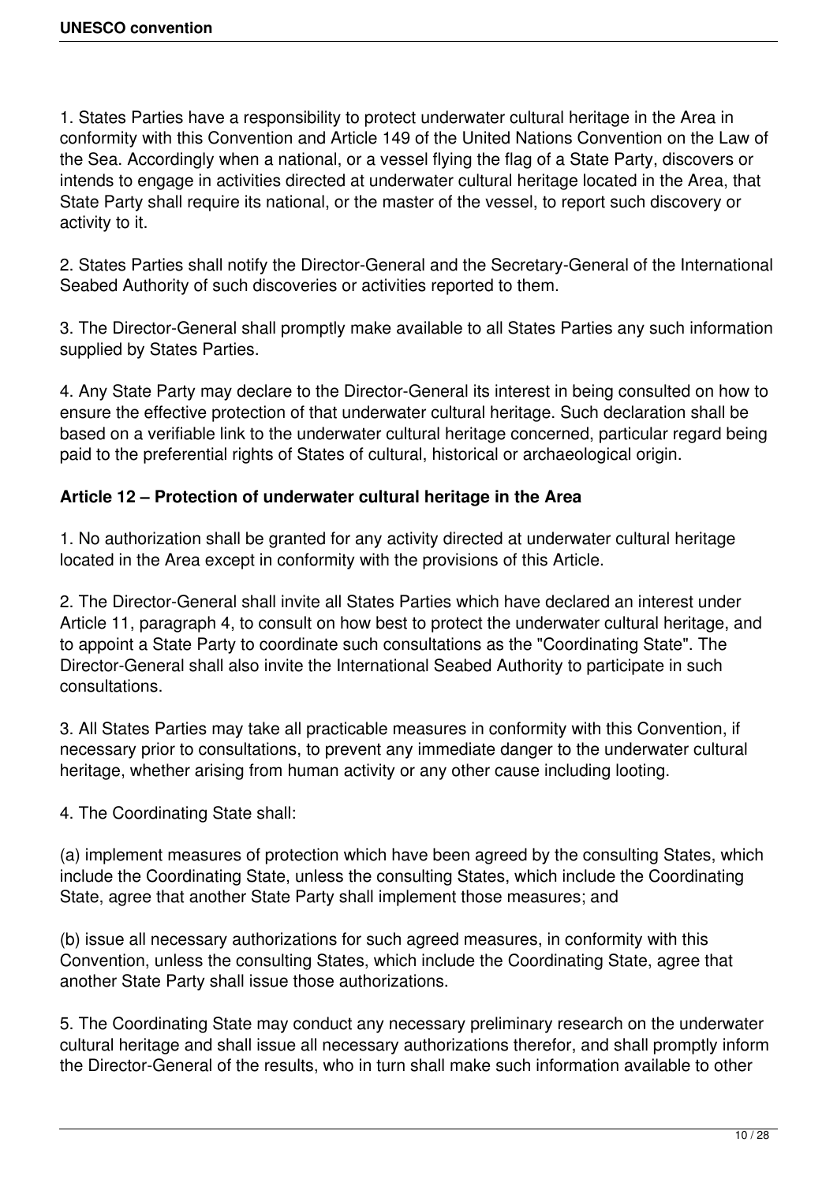1. States Parties have a responsibility to protect underwater cultural heritage in the Area in conformity with this Convention and Article 149 of the United Nations Convention on the Law of the Sea. Accordingly when a national, or a vessel flying the flag of a State Party, discovers or intends to engage in activities directed at underwater cultural heritage located in the Area, that State Party shall require its national, or the master of the vessel, to report such discovery or activity to it.

2. States Parties shall notify the Director-General and the Secretary-General of the International Seabed Authority of such discoveries or activities reported to them.

3. The Director-General shall promptly make available to all States Parties any such information supplied by States Parties.

4. Any State Party may declare to the Director-General its interest in being consulted on how to ensure the effective protection of that underwater cultural heritage. Such declaration shall be based on a verifiable link to the underwater cultural heritage concerned, particular regard being paid to the preferential rights of States of cultural, historical or archaeological origin.

**Article 12 – Protection of underwater cultural heritage in the Area**

1. No authorization shall be granted for any activity directed at underwater cultural heritage located in the Area except in conformity with the provisions of this Article.

2. The Director-General shall invite all States Parties which have declared an interest under Article 11, paragraph 4, to consult on how best to protect the underwater cultural heritage, and to appoint a State Party to coordinate such consultations as the "Coordinating State". The Director-General shall also invite the International Seabed Authority to participate in such consultations.

3. All States Parties may take all practicable measures in conformity with this Convention, if necessary prior to consultations, to prevent any immediate danger to the underwater cultural heritage, whether arising from human activity or any other cause including looting.

4. The Coordinating State shall:

(a) implement measures of protection which have been agreed by the consulting States, which include the Coordinating State, unless the consulting States, which include the Coordinating State, agree that another State Party shall implement those measures; and

(b) issue all necessary authorizations for such agreed measures, in conformity with this Convention, unless the consulting States, which include the Coordinating State, agree that another State Party shall issue those authorizations.

5. The Coordinating State may conduct any necessary preliminary research on the underwater cultural heritage and shall issue all necessary authorizations therefor, and shall promptly inform the Director-General of the results, who in turn shall make such information available to other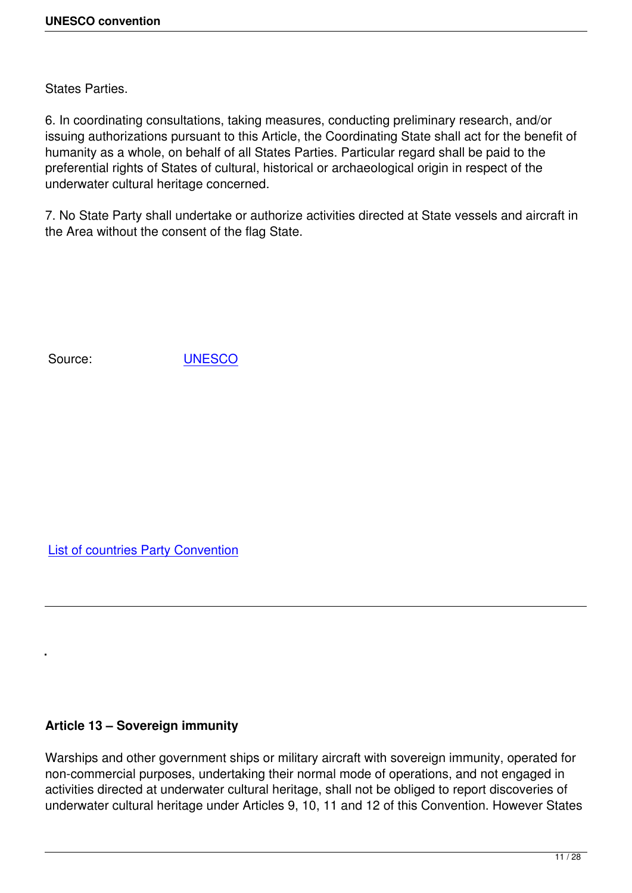States Parties.

6. In coordinating consultations, taking measures, conducting preliminary research, and/or issuing authorizations pursuant to this Article, the Coordinating State shall act for the benefit of humanity as a whole, on behalf of all States Parties. Particular regard shall be paid to the preferential rights of States of cultural, historical or archaeological origin in respect of the underwater cultural heritage concerned.

7. No State Party shall undertake or authorize activities directed at State vessels and aircraft in the Area without the consent of the flag State.

Source: [UNESCO]

[List of countries Party Convention]

---

**Article 13 – Sovereign immunity**

Warships and other government ships or military aircraft with sovereign immunity, operated for non-commercial purposes, undertaking their normal mode of operations, and not engaged in activities directed at underwater cultural heritage, shall not be obliged to report discoveries of underwater cultural heritage under Articles 9, 10, 11 and 12 of this Convention. However States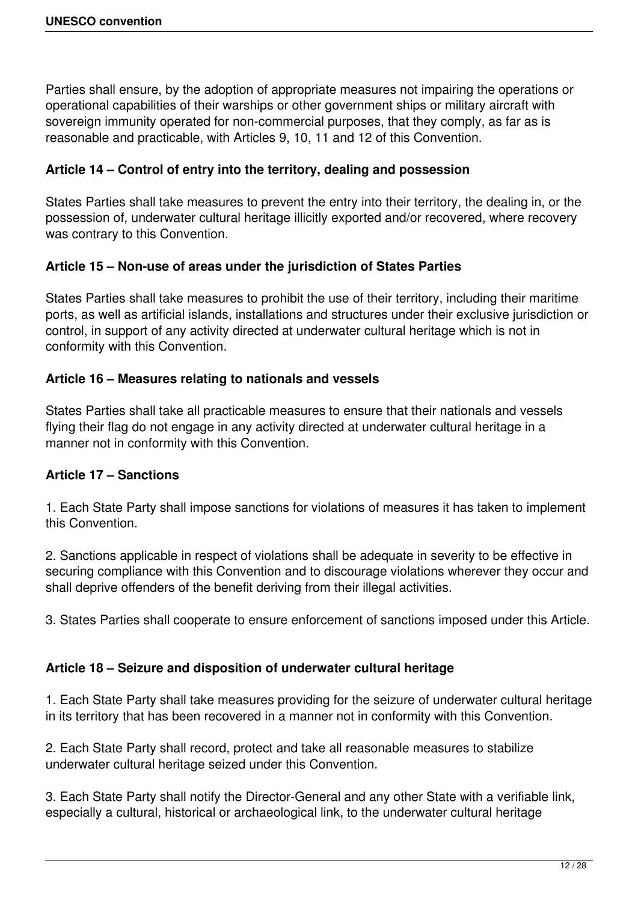Parties shall ensure, by the adoption of appropriate measures not impairing the operations or operational capabilities of their warships or other government ships or military aircraft with sovereign immunity operated for non-commercial purposes, that they comply, as far as is reasonable and practicable, with Articles 9, 10, 11 and 12 of this Convention.

### Article 14 – Control of entry into the territory, dealing and possession

States Parties shall take measures to prevent the entry into their territory, the dealing in, or the possession of, underwater cultural heritage illicitly exported and/or recovered, where recovery was contrary to this Convention.

### Article 15 – Non-use of areas under the jurisdiction of States Parties

States Parties shall take measures to prohibit the use of their territory, including their maritime ports, as well as artificial islands, installations and structures under their exclusive jurisdiction or control, in support of any activity directed at underwater cultural heritage which is not in conformity with this Convention.

### Article 16 – Measures relating to nationals and vessels

States Parties shall take all practicable measures to ensure that their nationals and vessels flying their flag do not engage in any activity directed at underwater cultural heritage in a manner not in conformity with this Convention.

### Article 17 – Sanctions

1. Each State Party shall impose sanctions for violations of measures it has taken to implement this Convention.

2. Sanctions applicable in respect of violations shall be adequate in severity to be effective in securing compliance with this Convention and to discourage violations wherever they occur and shall deprive offenders of the benefit deriving from their illegal activities.

3. States Parties shall cooperate to ensure enforcement of sanctions imposed under this Article.

### Article 18 – Seizure and disposition of underwater cultural heritage

1. Each State Party shall take measures providing for the seizure of underwater cultural heritage in its territory that has been recovered in a manner not in conformity with this Convention.

2. Each State Party shall record, protect and take all reasonable measures to stabilize underwater cultural heritage seized under this Convention.

3. Each State Party shall notify the Director-General and any other State with a verifiable link, especially a cultural, historical or archaeological link, to the underwater cultural heritage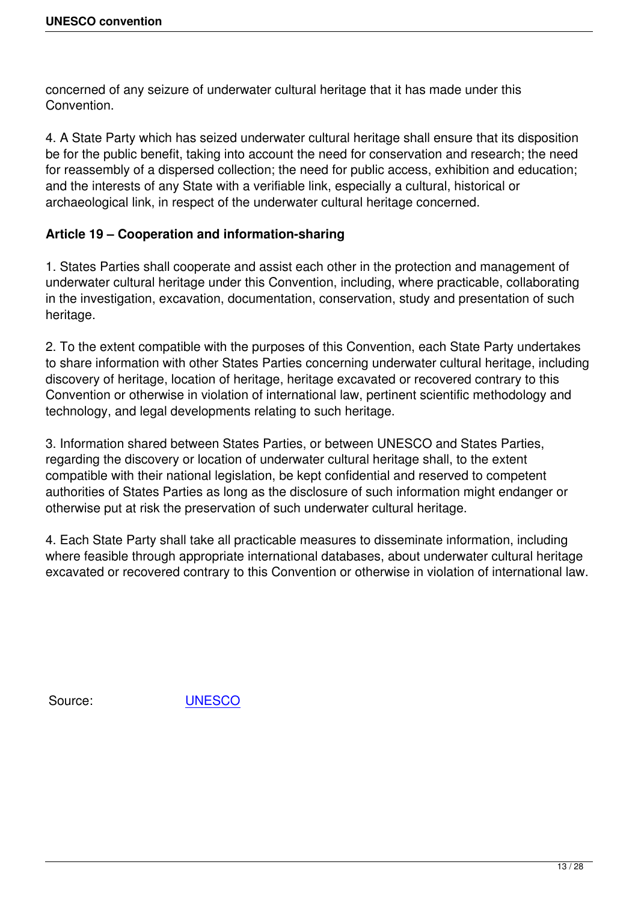concerned of any seizure of underwater cultural heritage that it has made under this Convention.

4. A State Party which has seized underwater cultural heritage shall ensure that its disposition be for the public benefit, taking into account the need for conservation and research; the need for reassembly of a dispersed collection; the need for public access, exhibition and education; and the interests of any State with a verifiable link, especially a cultural, historical or archaeological link, in respect of the underwater cultural heritage concerned.

**Article 19 – Cooperation and information-sharing**

1. States Parties shall cooperate and assist each other in the protection and management of underwater cultural heritage under this Convention, including, where practicable, collaborating in the investigation, excavation, documentation, conservation, study and presentation of such heritage.

2. To the extent compatible with the purposes of this Convention, each State Party undertakes to share information with other States Parties concerning underwater cultural heritage, including discovery of heritage, location of heritage, heritage excavated or recovered contrary to this Convention or otherwise in violation of international law, pertinent scientific methodology and technology, and legal developments relating to such heritage.

3. Information shared between States Parties, or between UNESCO and States Parties, regarding the discovery or location of underwater cultural heritage shall, to the extent compatible with their national legislation, be kept confidential and reserved to competent authorities of States Parties as long as the disclosure of such information might endanger or otherwise put at risk the preservation of such underwater cultural heritage.

4. Each State Party shall take all practicable measures to disseminate information, including where feasible through appropriate international databases, about underwater cultural heritage excavated or recovered contrary to this Convention or otherwise in violation of international law.

Source: UNESCO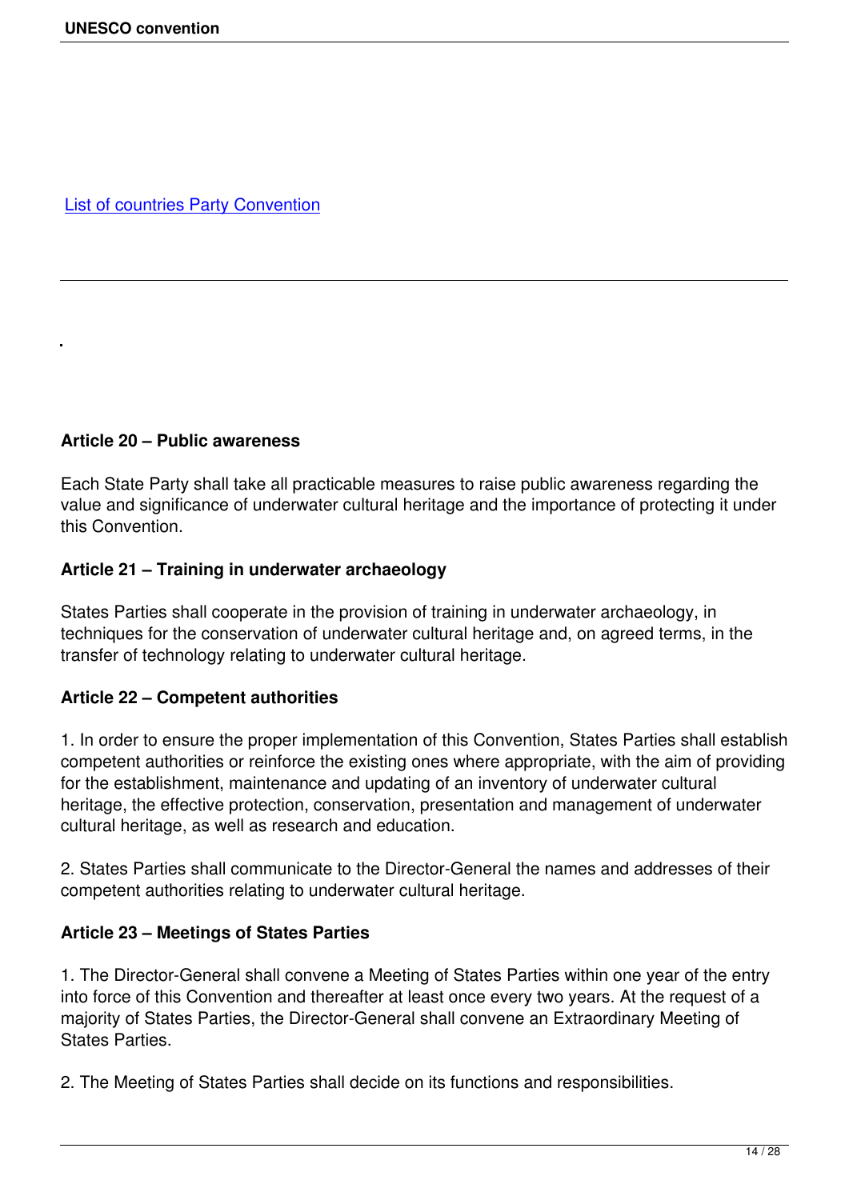[List of countries Party Convention]

---

.

**Article 20 – Public awareness**

Each State Party shall take all practicable measures to raise public awareness regarding the value and significance of underwater cultural heritage and the importance of protecting it under this Convention.

**Article 21 – Training in underwater archaeology**

States Parties shall cooperate in the provision of training in underwater archaeology, in techniques for the conservation of underwater cultural heritage and, on agreed terms, in the transfer of technology relating to underwater cultural heritage.

**Article 22 – Competent authorities**

1. In order to ensure the proper implementation of this Convention, States Parties shall establish competent authorities or reinforce the existing ones where appropriate, with the aim of providing for the establishment, maintenance and updating of an inventory of underwater cultural heritage, the effective protection, conservation, presentation and management of underwater cultural heritage, as well as research and education.

2. States Parties shall communicate to the Director-General the names and addresses of their competent authorities relating to underwater cultural heritage.

**Article 23 – Meetings of States Parties**

1. The Director-General shall convene a Meeting of States Parties within one year of the entry into force of this Convention and thereafter at least once every two years. At the request of a majority of States Parties, the Director-General shall convene an Extraordinary Meeting of States Parties.

2. The Meeting of States Parties shall decide on its functions and responsibilities.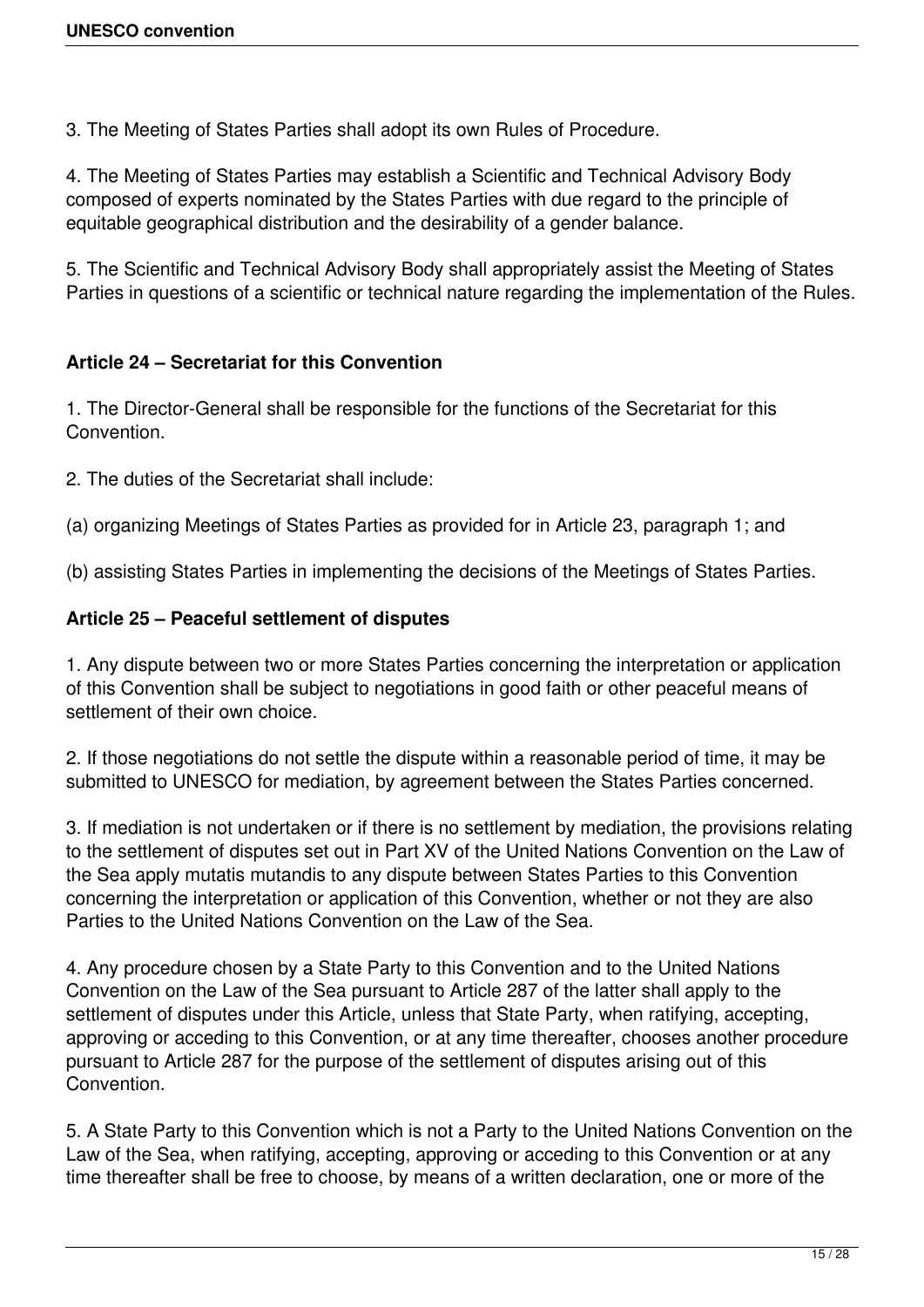3. The Meeting of States Parties shall adopt its own Rules of Procedure.

4. The Meeting of States Parties may establish a Scientific and Technical Advisory Body composed of experts nominated by the States Parties with due regard to the principle of equitable geographical distribution and the desirability of a gender balance.

5. The Scientific and Technical Advisory Body shall appropriately assist the Meeting of States Parties in questions of a scientific or technical nature regarding the implementation of the Rules.

### Article 24 – Secretariat for this Convention

1. The Director-General shall be responsible for the functions of the Secretariat for this Convention.

2. The duties of the Secretariat shall include:

(a) organizing Meetings of States Parties as provided for in Article 23, paragraph 1; and

(b) assisting States Parties in implementing the decisions of the Meetings of States Parties.

### Article 25 – Peaceful settlement of disputes

1. Any dispute between two or more States Parties concerning the interpretation or application of this Convention shall be subject to negotiations in good faith or other peaceful means of settlement of their own choice.

2. If those negotiations do not settle the dispute within a reasonable period of time, it may be submitted to UNESCO for mediation, by agreement between the States Parties concerned.

3. If mediation is not undertaken or if there is no settlement by mediation, the provisions relating to the settlement of disputes set out in Part XV of the United Nations Convention on the Law of the Sea apply mutatis mutandis to any dispute between States Parties to this Convention concerning the interpretation or application of this Convention, whether or not they are also Parties to the United Nations Convention on the Law of the Sea.

4. Any procedure chosen by a State Party to this Convention and to the United Nations Convention on the Law of the Sea pursuant to Article 287 of the latter shall apply to the settlement of disputes under this Article, unless that State Party, when ratifying, accepting, approving or acceding to this Convention, or at any time thereafter, chooses another procedure pursuant to Article 287 for the purpose of the settlement of disputes arising out of this Convention.

5. A State Party to this Convention which is not a Party to the United Nations Convention on the Law of the Sea, when ratifying, accepting, approving or acceding to this Convention or at any time thereafter shall be free to choose, by means of a written declaration, one or more of the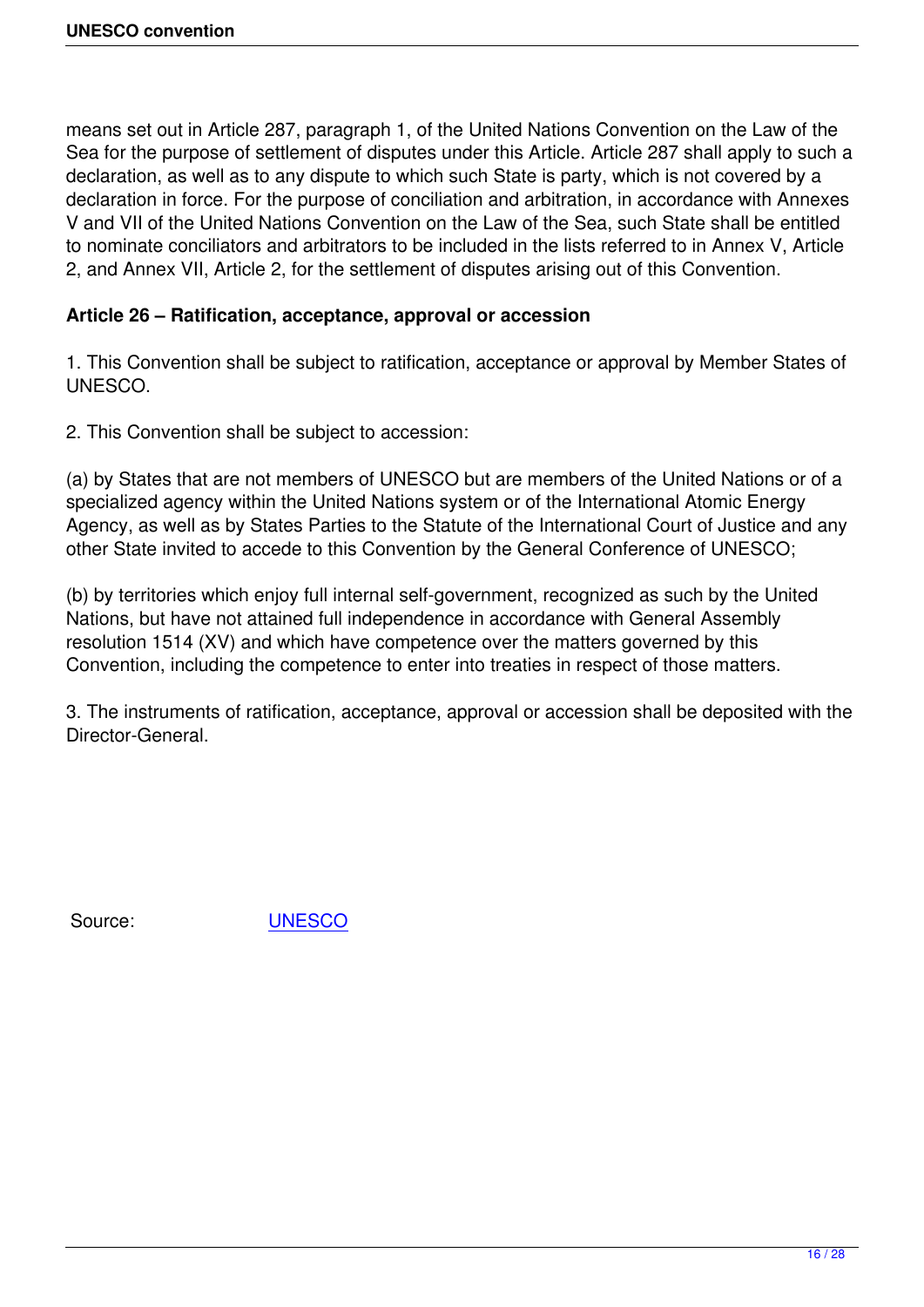means set out in Article 287, paragraph 1, of the United Nations Convention on the Law of the Sea for the purpose of settlement of disputes under this Article. Article 287 shall apply to such a declaration, as well as to any dispute to which such State is party, which is not covered by a declaration in force. For the purpose of conciliation and arbitration, in accordance with Annexes V and VII of the United Nations Convention on the Law of the Sea, such State shall be entitled to nominate conciliators and arbitrators to be included in the lists referred to in Annex V, Article 2, and Annex VII, Article 2, for the settlement of disputes arising out of this Convention.

**Article 26 – Ratification, acceptance, approval or accession**

1. This Convention shall be subject to ratification, acceptance or approval by Member States of UNESCO.

2. This Convention shall be subject to accession:

(a) by States that are not members of UNESCO but are members of the United Nations or of a specialized agency within the United Nations system or of the International Atomic Energy Agency, as well as by States Parties to the Statute of the International Court of Justice and any other State invited to accede to this Convention by the General Conference of UNESCO;

(b) by territories which enjoy full internal self-government, recognized as such by the United Nations, but have not attained full independence in accordance with General Assembly resolution 1514 (XV) and which have competence over the matters governed by this Convention, including the competence to enter into treaties in respect of those matters.

3. The instruments of ratification, acceptance, approval or accession shall be deposited with the Director-General.

Source: UNESCO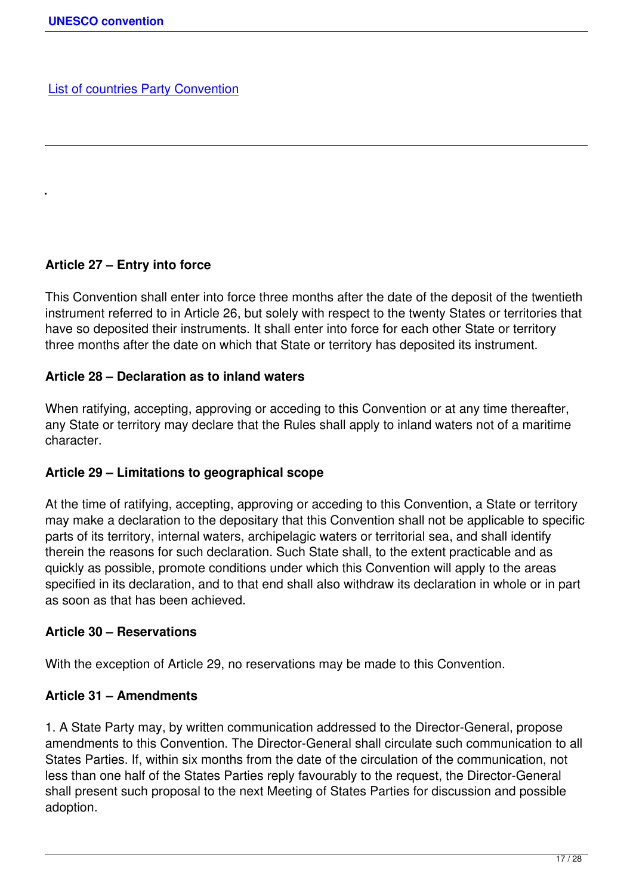[List of countries Party Convention]

---

### Article 27 – Entry into force

This Convention shall enter into force three months after the date of the deposit of the twentieth instrument referred to in Article 26, but solely with respect to the twenty States or territories that have so deposited their instruments. It shall enter into force for each other State or territory three months after the date on which that State or territory has deposited its instrument.

### Article 28 – Declaration as to inland waters

When ratifying, accepting, approving or acceding to this Convention or at any time thereafter, any State or territory may declare that the Rules shall apply to inland waters not of a maritime character.

### Article 29 – Limitations to geographical scope

At the time of ratifying, accepting, approving or acceding to this Convention, a State or territory may make a declaration to the depositary that this Convention shall not be applicable to specific parts of its territory, internal waters, archipelagic waters or territorial sea, and shall identify therein the reasons for such declaration. Such State shall, to the extent practicable and as quickly as possible, promote conditions under which this Convention will apply to the areas specified in its declaration, and to that end shall also withdraw its declaration in whole or in part as soon as that has been achieved.

### Article 30 – Reservations

With the exception of Article 29, no reservations may be made to this Convention.

### Article 31 – Amendments

1. A State Party may, by written communication addressed to the Director-General, propose amendments to this Convention. The Director-General shall circulate such communication to all States Parties. If, within six months from the date of the circulation of the communication, not less than one half of the States Parties reply favourably to the request, the Director-General shall present such proposal to the next Meeting of States Parties for discussion and possible adoption.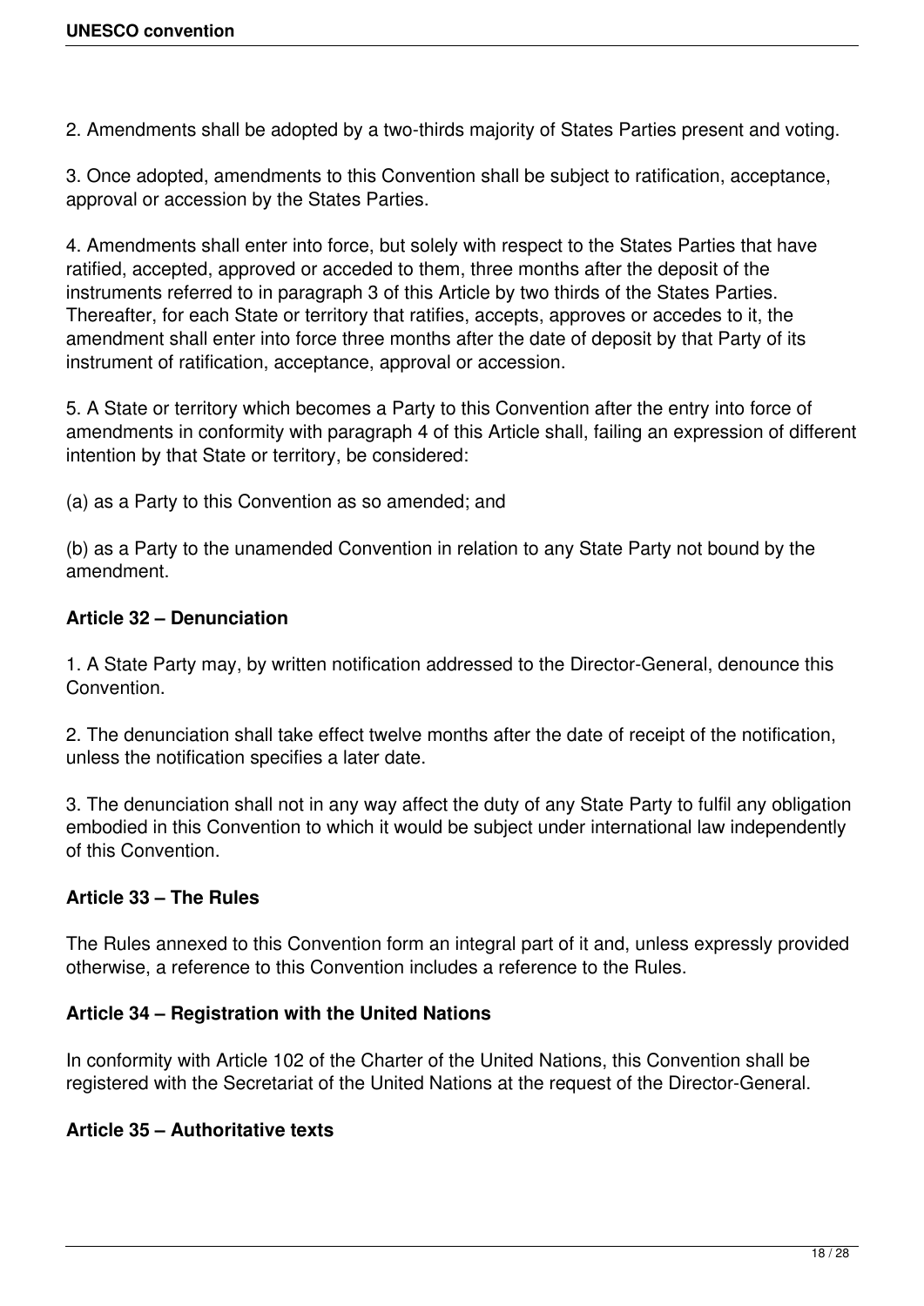2. Amendments shall be adopted by a two-thirds majority of States Parties present and voting.

3. Once adopted, amendments to this Convention shall be subject to ratification, acceptance, approval or accession by the States Parties.

4. Amendments shall enter into force, but solely with respect to the States Parties that have ratified, accepted, approved or acceded to them, three months after the deposit of the instruments referred to in paragraph 3 of this Article by two thirds of the States Parties. Thereafter, for each State or territory that ratifies, accepts, approves or accedes to it, the amendment shall enter into force three months after the date of deposit by that Party of its instrument of ratification, acceptance, approval or accession.

5. A State or territory which becomes a Party to this Convention after the entry into force of amendments in conformity with paragraph 4 of this Article shall, failing an expression of different intention by that State or territory, be considered:

(a) as a Party to this Convention as so amended; and

(b) as a Party to the unamended Convention in relation to any State Party not bound by the amendment.

**Article 32 – Denunciation**

1. A State Party may, by written notification addressed to the Director-General, denounce this Convention.

2. The denunciation shall take effect twelve months after the date of receipt of the notification, unless the notification specifies a later date.

3. The denunciation shall not in any way affect the duty of any State Party to fulfil any obligation embodied in this Convention to which it would be subject under international law independently of this Convention.

**Article 33 – The Rules**

The Rules annexed to this Convention form an integral part of it and, unless expressly provided otherwise, a reference to this Convention includes a reference to the Rules.

**Article 34 – Registration with the United Nations**

In conformity with Article 102 of the Charter of the United Nations, this Convention shall be registered with the Secretariat of the United Nations at the request of the Director-General.

**Article 35 – Authoritative texts**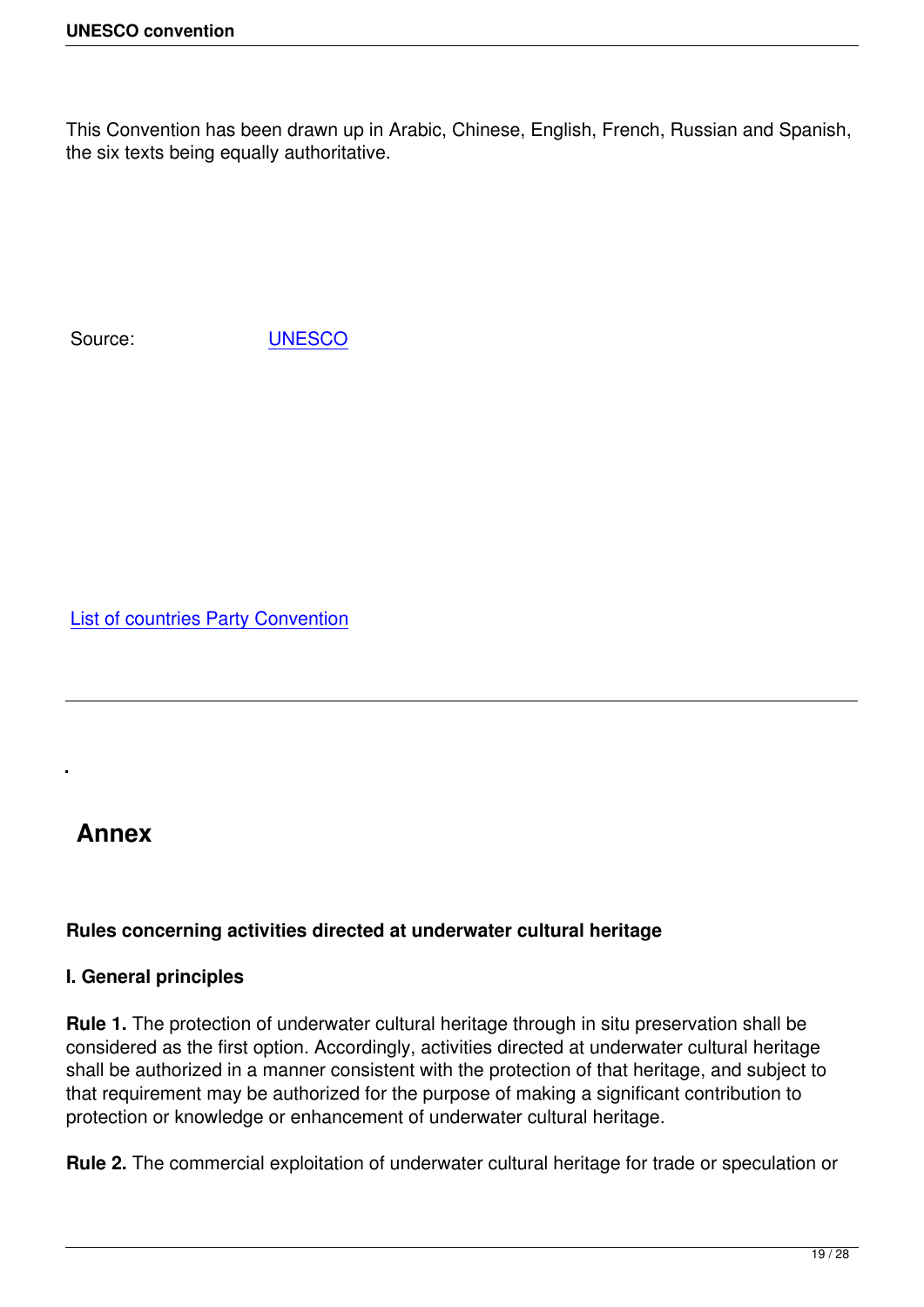This Convention has been drawn up in Arabic, Chinese, English, French, Russian and Spanish, the six texts being equally authoritative.

Source: UNESCO

List of countries Party Convention

---

## Annex

**Rules concerning activities directed at underwater cultural heritage**

**I. General principles**

**Rule 1.** The protection of underwater cultural heritage through in situ preservation shall be considered as the first option. Accordingly, activities directed at underwater cultural heritage shall be authorized in a manner consistent with the protection of that heritage, and subject to that requirement may be authorized for the purpose of making a significant contribution to protection or knowledge or enhancement of underwater cultural heritage.

**Rule 2.** The commercial exploitation of underwater cultural heritage for trade or speculation or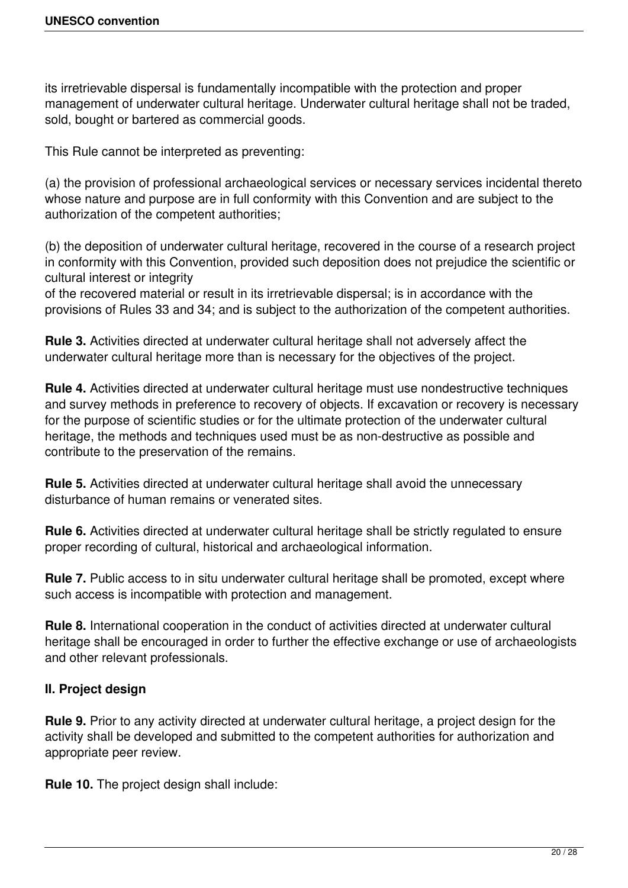its irretrievable dispersal is fundamentally incompatible with the protection and proper management of underwater cultural heritage. Underwater cultural heritage shall not be traded, sold, bought or bartered as commercial goods.

This Rule cannot be interpreted as preventing:

(a) the provision of professional archaeological services or necessary services incidental thereto whose nature and purpose are in full conformity with this Convention and are subject to the authorization of the competent authorities;

(b) the deposition of underwater cultural heritage, recovered in the course of a research project in conformity with this Convention, provided such deposition does not prejudice the scientific or cultural interest or integrity
of the recovered material or result in its irretrievable dispersal; is in accordance with the provisions of Rules 33 and 34; and is subject to the authorization of the competent authorities.

**Rule 3.** Activities directed at underwater cultural heritage shall not adversely affect the underwater cultural heritage more than is necessary for the objectives of the project.

**Rule 4.** Activities directed at underwater cultural heritage must use nondestructive techniques and survey methods in preference to recovery of objects. If excavation or recovery is necessary for the purpose of scientific studies or for the ultimate protection of the underwater cultural heritage, the methods and techniques used must be as non-destructive as possible and contribute to the preservation of the remains.

**Rule 5.** Activities directed at underwater cultural heritage shall avoid the unnecessary disturbance of human remains or venerated sites.

**Rule 6.** Activities directed at underwater cultural heritage shall be strictly regulated to ensure proper recording of cultural, historical and archaeological information.

**Rule 7.** Public access to in situ underwater cultural heritage shall be promoted, except where such access is incompatible with protection and management.

**Rule 8.** International cooperation in the conduct of activities directed at underwater cultural heritage shall be encouraged in order to further the effective exchange or use of archaeologists and other relevant professionals.

### II. Project design

**Rule 9.** Prior to any activity directed at underwater cultural heritage, a project design for the activity shall be developed and submitted to the competent authorities for authorization and appropriate peer review.

**Rule 10.** The project design shall include: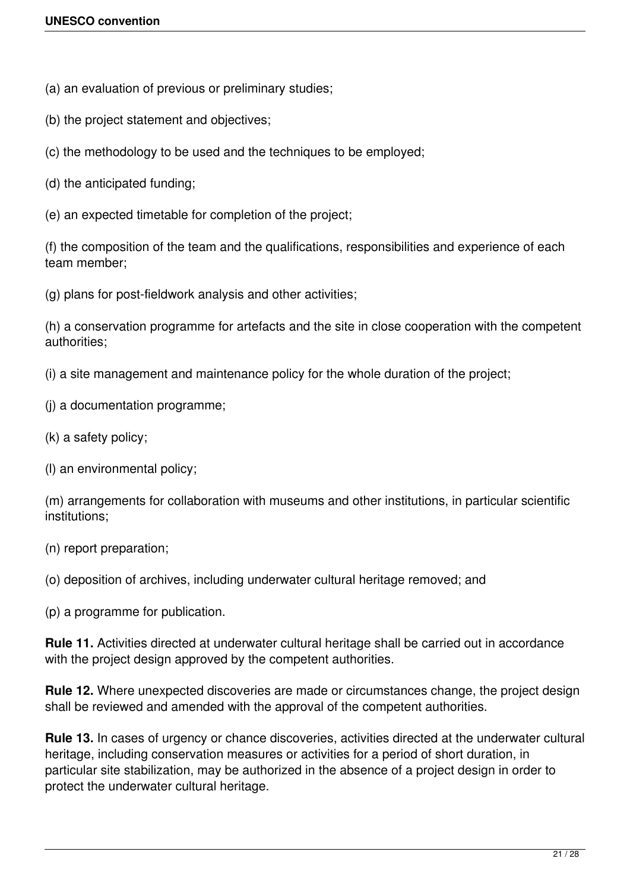(a) an evaluation of previous or preliminary studies;

(b) the project statement and objectives;

(c) the methodology to be used and the techniques to be employed;

(d) the anticipated funding;

(e) an expected timetable for completion of the project;

(f) the composition of the team and the qualifications, responsibilities and experience of each team member;

(g) plans for post-fieldwork analysis and other activities;

(h) a conservation programme for artefacts and the site in close cooperation with the competent authorities;

(i) a site management and maintenance policy for the whole duration of the project;

(j) a documentation programme;

(k) a safety policy;

(l) an environmental policy;

(m) arrangements for collaboration with museums and other institutions, in particular scientific institutions;

(n) report preparation;

(o) deposition of archives, including underwater cultural heritage removed; and

(p) a programme for publication.

**Rule 11.** Activities directed at underwater cultural heritage shall be carried out in accordance with the project design approved by the competent authorities.

**Rule 12.** Where unexpected discoveries are made or circumstances change, the project design shall be reviewed and amended with the approval of the competent authorities.

**Rule 13.** In cases of urgency or chance discoveries, activities directed at the underwater cultural heritage, including conservation measures or activities for a period of short duration, in particular site stabilization, may be authorized in the absence of a project design in order to protect the underwater cultural heritage.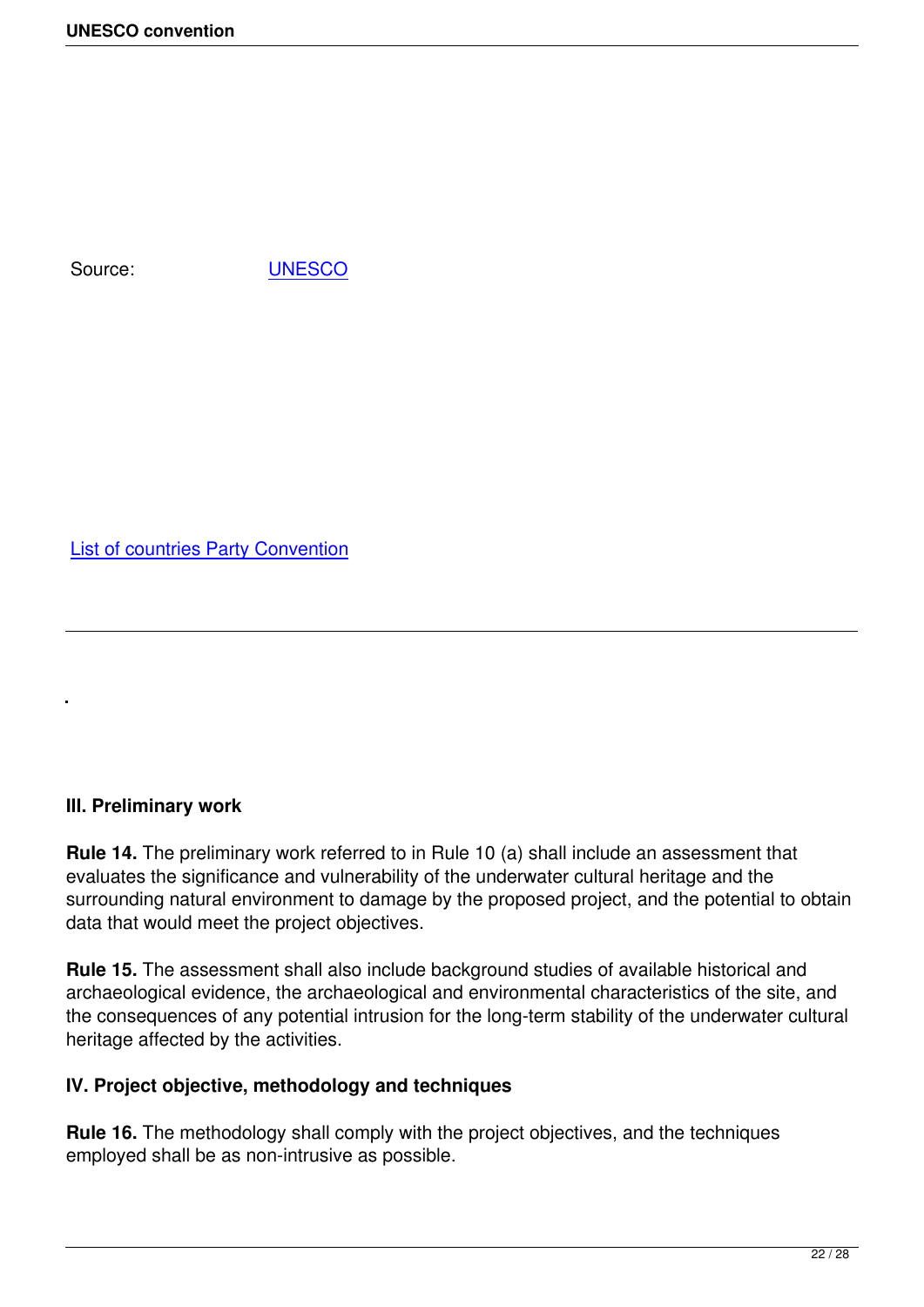Source: [UNESCO]

[List of countries Party Convention]

---

### III. Preliminary work

**Rule 14.** The preliminary work referred to in Rule 10 (a) shall include an assessment that evaluates the significance and vulnerability of the underwater cultural heritage and the surrounding natural environment to damage by the proposed project, and the potential to obtain data that would meet the project objectives.

**Rule 15.** The assessment shall also include background studies of available historical and archaeological evidence, the archaeological and environmental characteristics of the site, and the consequences of any potential intrusion for the long-term stability of the underwater cultural heritage affected by the activities.

### IV. Project objective, methodology and techniques

**Rule 16.** The methodology shall comply with the project objectives, and the techniques employed shall be as non-intrusive as possible.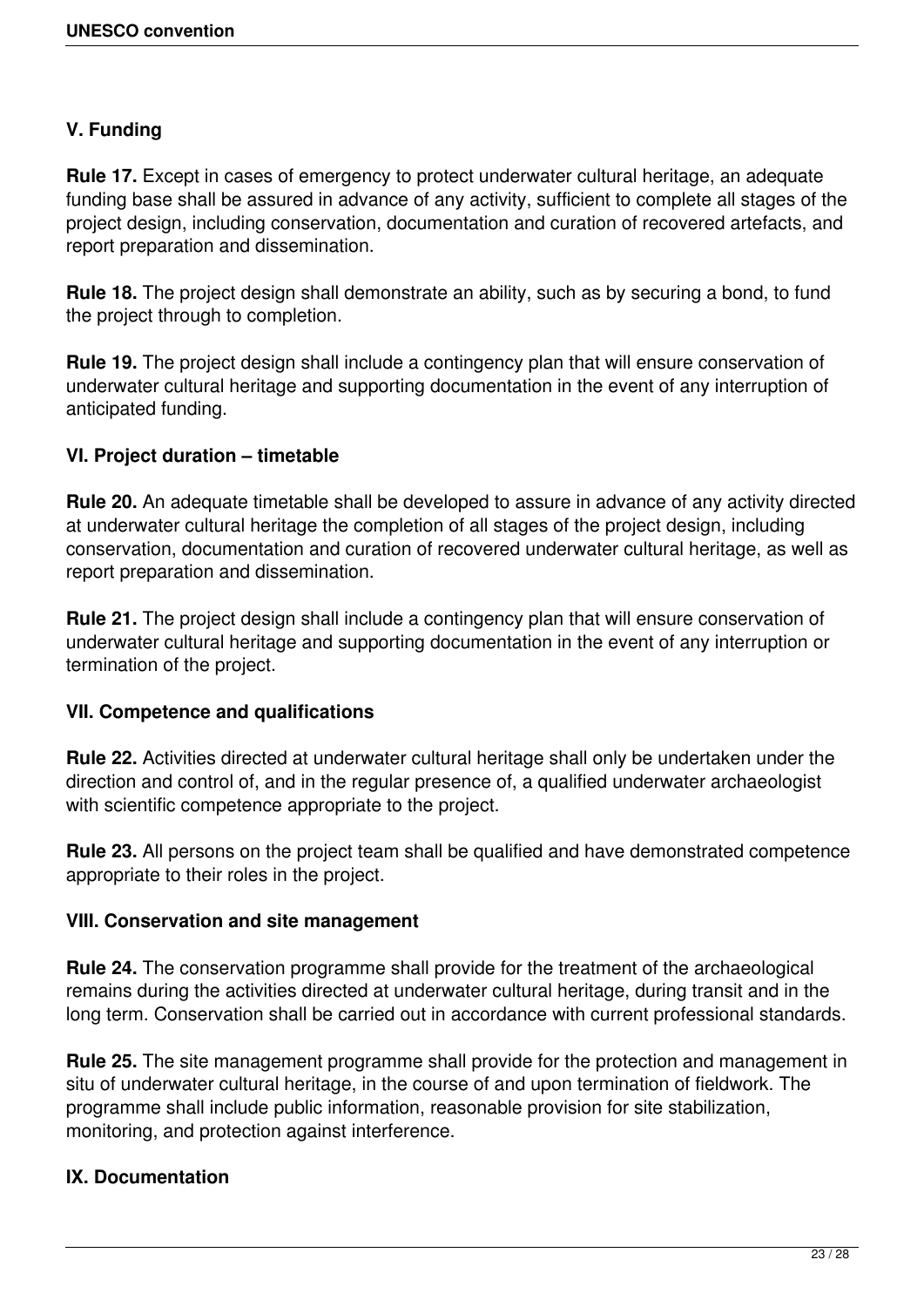## V. Funding

**Rule 17.** Except in cases of emergency to protect underwater cultural heritage, an adequate funding base shall be assured in advance of any activity, sufficient to complete all stages of the project design, including conservation, documentation and curation of recovered artefacts, and report preparation and dissemination.

**Rule 18.** The project design shall demonstrate an ability, such as by securing a bond, to fund the project through to completion.

**Rule 19.** The project design shall include a contingency plan that will ensure conservation of underwater cultural heritage and supporting documentation in the event of any interruption of anticipated funding.

## VI. Project duration – timetable

**Rule 20.** An adequate timetable shall be developed to assure in advance of any activity directed at underwater cultural heritage the completion of all stages of the project design, including conservation, documentation and curation of recovered underwater cultural heritage, as well as report preparation and dissemination.

**Rule 21.** The project design shall include a contingency plan that will ensure conservation of underwater cultural heritage and supporting documentation in the event of any interruption or termination of the project.

## VII. Competence and qualifications

**Rule 22.** Activities directed at underwater cultural heritage shall only be undertaken under the direction and control of, and in the regular presence of, a qualified underwater archaeologist with scientific competence appropriate to the project.

**Rule 23.** All persons on the project team shall be qualified and have demonstrated competence appropriate to their roles in the project.

## VIII. Conservation and site management

**Rule 24.** The conservation programme shall provide for the treatment of the archaeological remains during the activities directed at underwater cultural heritage, during transit and in the long term. Conservation shall be carried out in accordance with current professional standards.

**Rule 25.** The site management programme shall provide for the protection and management in situ of underwater cultural heritage, in the course of and upon termination of fieldwork. The programme shall include public information, reasonable provision for site stabilization, monitoring, and protection against interference.

## IX. Documentation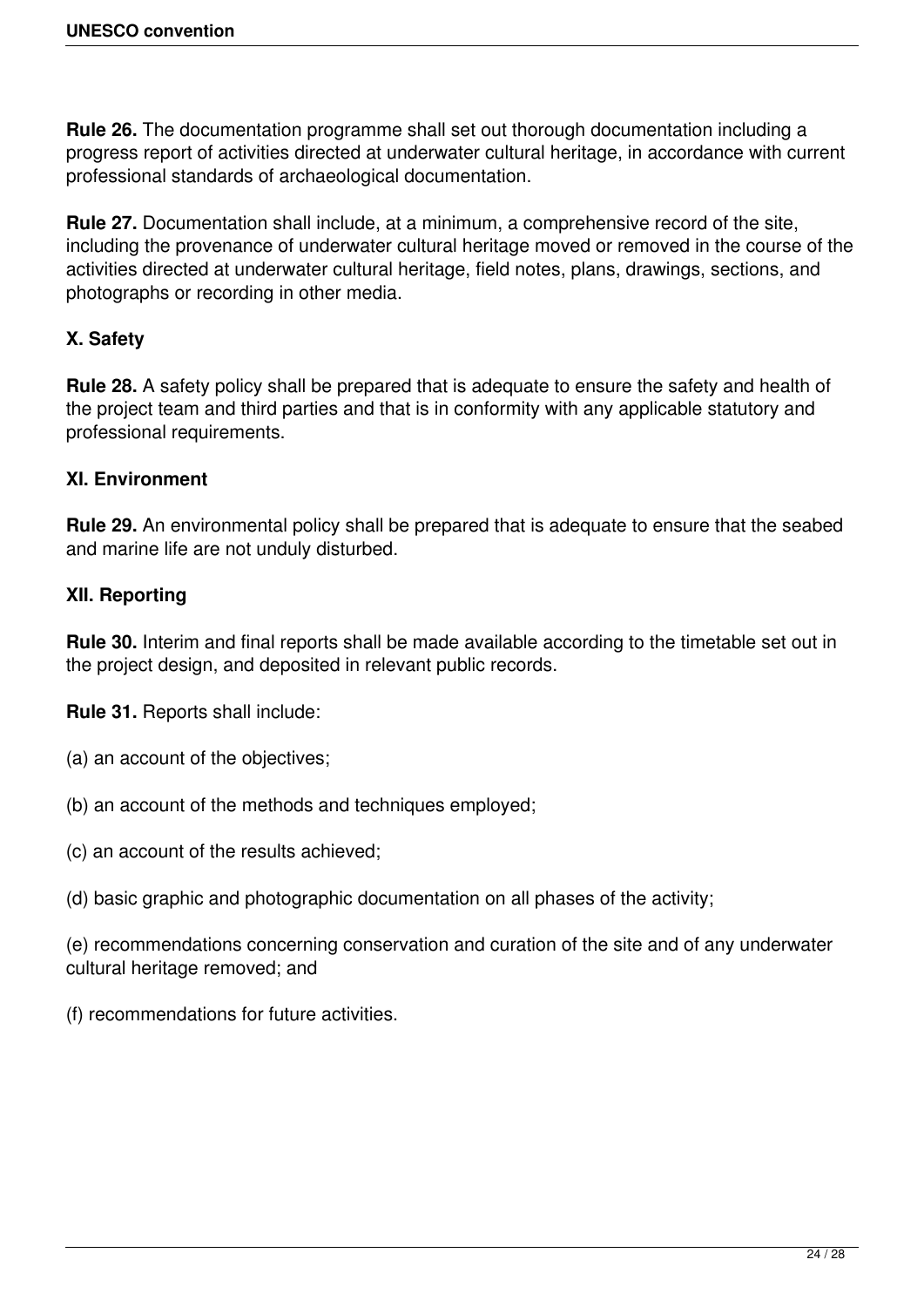**Rule 26.** The documentation programme shall set out thorough documentation including a progress report of activities directed at underwater cultural heritage, in accordance with current professional standards of archaeological documentation.

**Rule 27.** Documentation shall include, at a minimum, a comprehensive record of the site, including the provenance of underwater cultural heritage moved or removed in the course of the activities directed at underwater cultural heritage, field notes, plans, drawings, sections, and photographs or recording in other media.

### X. Safety

**Rule 28.** A safety policy shall be prepared that is adequate to ensure the safety and health of the project team and third parties and that is in conformity with any applicable statutory and professional requirements.

### XI. Environment

**Rule 29.** An environmental policy shall be prepared that is adequate to ensure that the seabed and marine life are not unduly disturbed.

### XII. Reporting

**Rule 30.** Interim and final reports shall be made available according to the timetable set out in the project design, and deposited in relevant public records.

**Rule 31.** Reports shall include:

(a) an account of the objectives;

(b) an account of the methods and techniques employed;

(c) an account of the results achieved;

(d) basic graphic and photographic documentation on all phases of the activity;

(e) recommendations concerning conservation and curation of the site and of any underwater cultural heritage removed; and

(f) recommendations for future activities.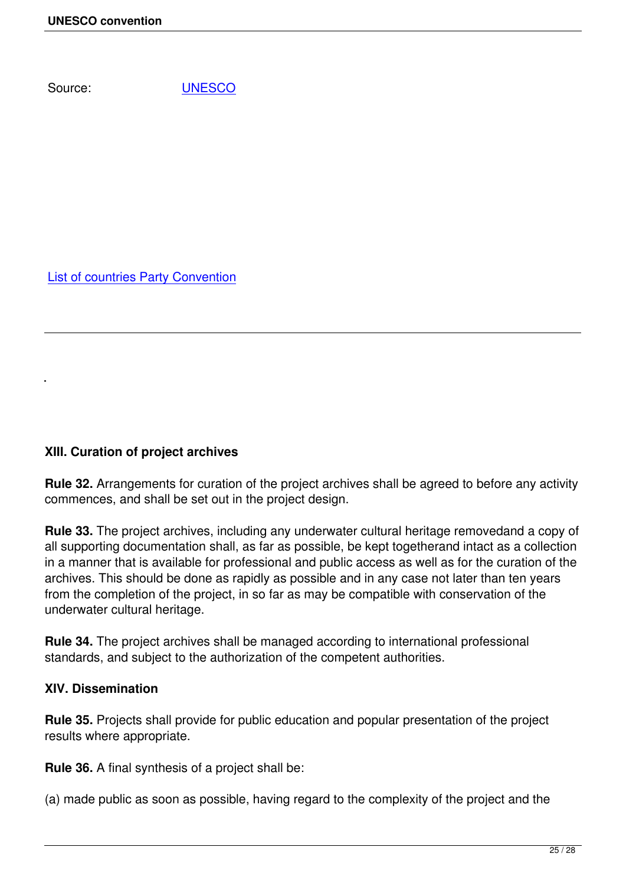Source: UNESCO

List of countries Party Convention

---

### XIII. Curation of project archives

**Rule 32.** Arrangements for curation of the project archives shall be agreed to before any activity commences, and shall be set out in the project design.

**Rule 33.** The project archives, including any underwater cultural heritage removedand a copy of all supporting documentation shall, as far as possible, be kept togetherand intact as a collection in a manner that is available for professional and public access as well as for the curation of the archives. This should be done as rapidly as possible and in any case not later than ten years from the completion of the project, in so far as may be compatible with conservation of the underwater cultural heritage.

**Rule 34.** The project archives shall be managed according to international professional standards, and subject to the authorization of the competent authorities.

### XIV. Dissemination

**Rule 35.** Projects shall provide for public education and popular presentation of the project results where appropriate.

**Rule 36.** A final synthesis of a project shall be:

(a) made public as soon as possible, having regard to the complexity of the project and the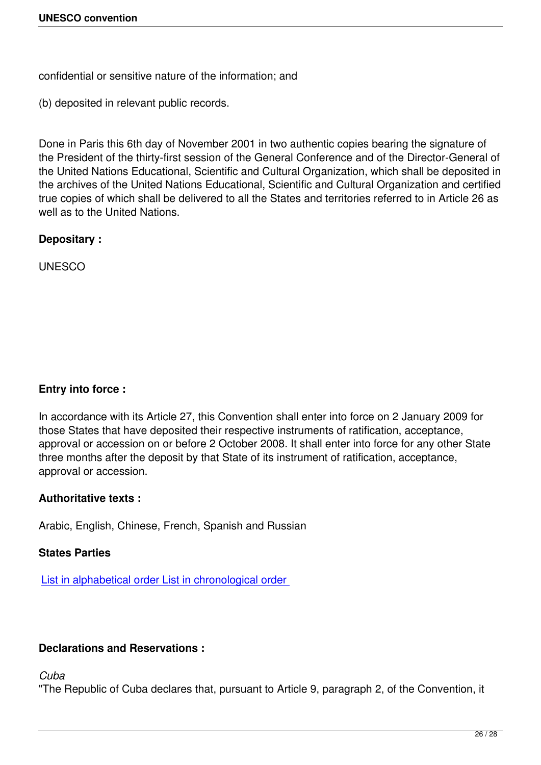confidential or sensitive nature of the information; and

(b) deposited in relevant public records.

Done in Paris this 6th day of November 2001 in two authentic copies bearing the signature of the President of the thirty-first session of the General Conference and of the Director-General of the United Nations Educational, Scientific and Cultural Organization, which shall be deposited in the archives of the United Nations Educational, Scientific and Cultural Organization and certified true copies of which shall be delivered to all the States and territories referred to in Article 26 as well as to the United Nations.

**Depositary :**

UNESCO

**Entry into force :**

In accordance with its Article 27, this Convention shall enter into force on 2 January 2009 for those States that have deposited their respective instruments of ratification, acceptance, approval or accession on or before 2 October 2008. It shall enter into force for any other State three months after the deposit by that State of its instrument of ratification, acceptance, approval or accession.

**Authoritative texts :**

Arabic, English, Chinese, French, Spanish and Russian

**States Parties**

List in alphabetical order List in chronological order

**Declarations and Reservations :**

*Cuba*

"The Republic of Cuba declares that, pursuant to Article 9, paragraph 2, of the Convention, it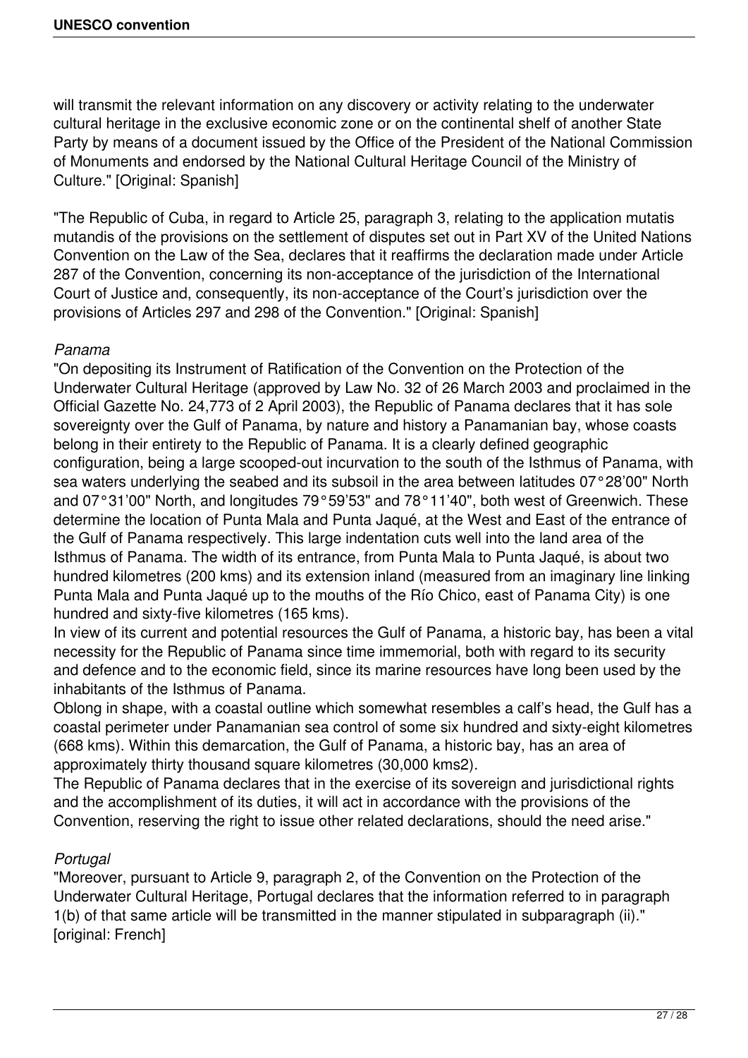will transmit the relevant information on any discovery or activity relating to the underwater cultural heritage in the exclusive economic zone or on the continental shelf of another State Party by means of a document issued by the Office of the President of the National Commission of Monuments and endorsed by the National Cultural Heritage Council of the Ministry of Culture." [Original: Spanish]

"The Republic of Cuba, in regard to Article 25, paragraph 3, relating to the application mutatis mutandis of the provisions on the settlement of disputes set out in Part XV of the United Nations Convention on the Law of the Sea, declares that it reaffirms the declaration made under Article 287 of the Convention, concerning its non-acceptance of the jurisdiction of the International Court of Justice and, consequently, its non-acceptance of the Court's jurisdiction over the provisions of Articles 297 and 298 of the Convention." [Original: Spanish]

*Panama*

"On depositing its Instrument of Ratification of the Convention on the Protection of the Underwater Cultural Heritage (approved by Law No. 32 of 26 March 2003 and proclaimed in the Official Gazette No. 24,773 of 2 April 2003), the Republic of Panama declares that it has sole sovereignty over the Gulf of Panama, by nature and history a Panamanian bay, whose coasts belong in their entirety to the Republic of Panama. It is a clearly defined geographic configuration, being a large scooped-out incurvation to the south of the Isthmus of Panama, with sea waters underlying the seabed and its subsoil in the area between latitudes 07°28'00" North and 07°31'00" North, and longitudes 79°59'53" and 78°11'40", both west of Greenwich. These determine the location of Punta Mala and Punta Jaqué, at the West and East of the entrance of the Gulf of Panama respectively. This large indentation cuts well into the land area of the Isthmus of Panama. The width of its entrance, from Punta Mala to Punta Jaqué, is about two hundred kilometres (200 kms) and its extension inland (measured from an imaginary line linking Punta Mala and Punta Jaqué up to the mouths of the Río Chico, east of Panama City) is one hundred and sixty-five kilometres (165 kms).
In view of its current and potential resources the Gulf of Panama, a historic bay, has been a vital necessity for the Republic of Panama since time immemorial, both with regard to its security and defence and to the economic field, since its marine resources have long been used by the inhabitants of the Isthmus of Panama.
Oblong in shape, with a coastal outline which somewhat resembles a calf's head, the Gulf has a coastal perimeter under Panamanian sea control of some six hundred and sixty-eight kilometres (668 kms). Within this demarcation, the Gulf of Panama, a historic bay, has an area of approximately thirty thousand square kilometres (30,000 kms2).
The Republic of Panama declares that in the exercise of its sovereign and jurisdictional rights and the accomplishment of its duties, it will act in accordance with the provisions of the Convention, reserving the right to issue other related declarations, should the need arise."

*Portugal*

"Moreover, pursuant to Article 9, paragraph 2, of the Convention on the Protection of the Underwater Cultural Heritage, Portugal declares that the information referred to in paragraph 1(b) of that same article will be transmitted in the manner stipulated in subparagraph (ii)." [original: French]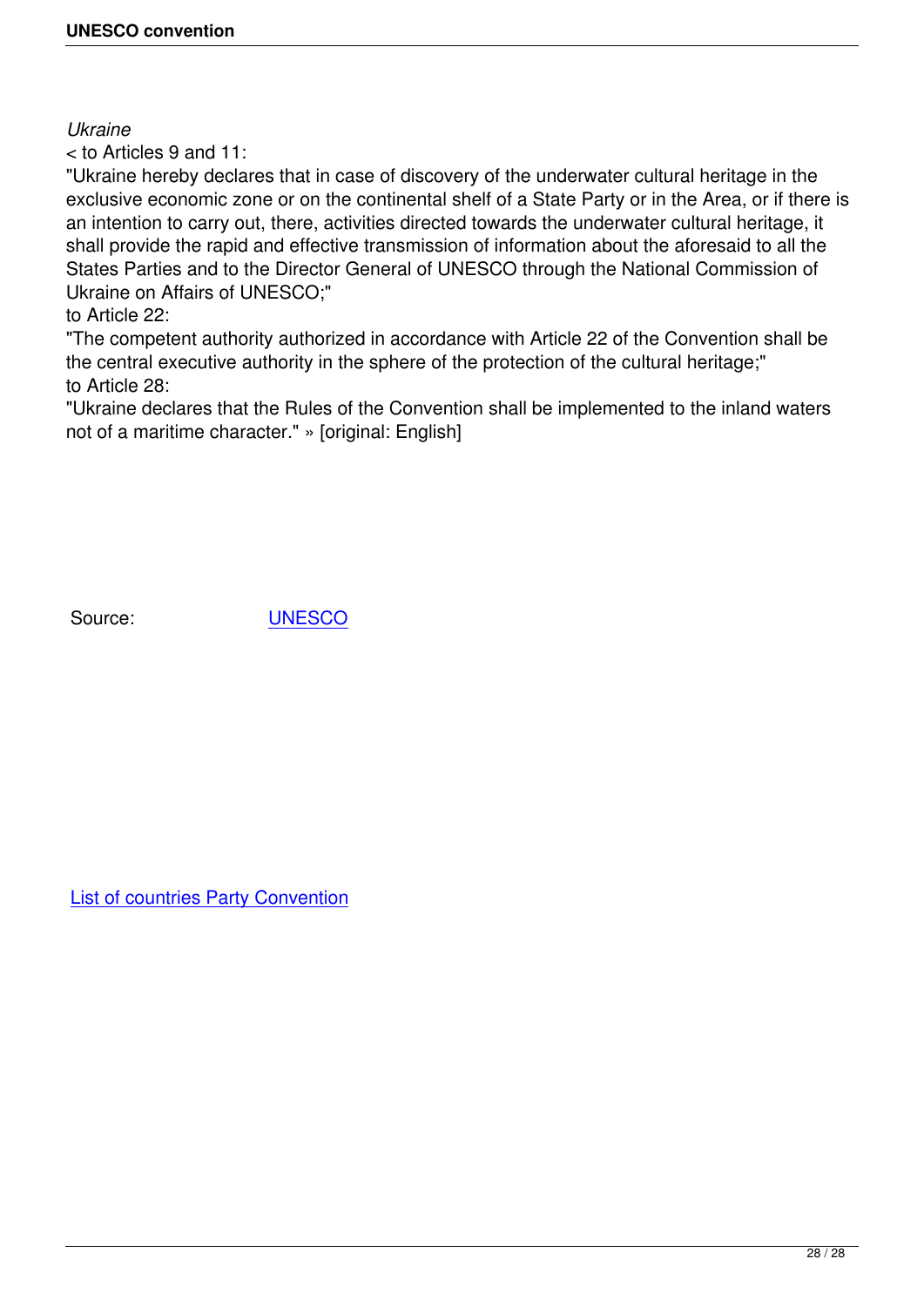*Ukraine*

< to Articles 9 and 11:

"Ukraine hereby declares that in case of discovery of the underwater cultural heritage in the exclusive economic zone or on the continental shelf of a State Party or in the Area, or if there is an intention to carry out, there, activities directed towards the underwater cultural heritage, it shall provide the rapid and effective transmission of information about the aforesaid to all the States Parties and to the Director General of UNESCO through the National Commission of Ukraine on Affairs of UNESCO;"

to Article 22:

"The competent authority authorized in accordance with Article 22 of the Convention shall be the central executive authority in the sphere of the protection of the cultural heritage;"

to Article 28:

"Ukraine declares that the Rules of the Convention shall be implemented to the inland waters not of a maritime character." » [original: English]

Source: UNESCO

List of countries Party Convention